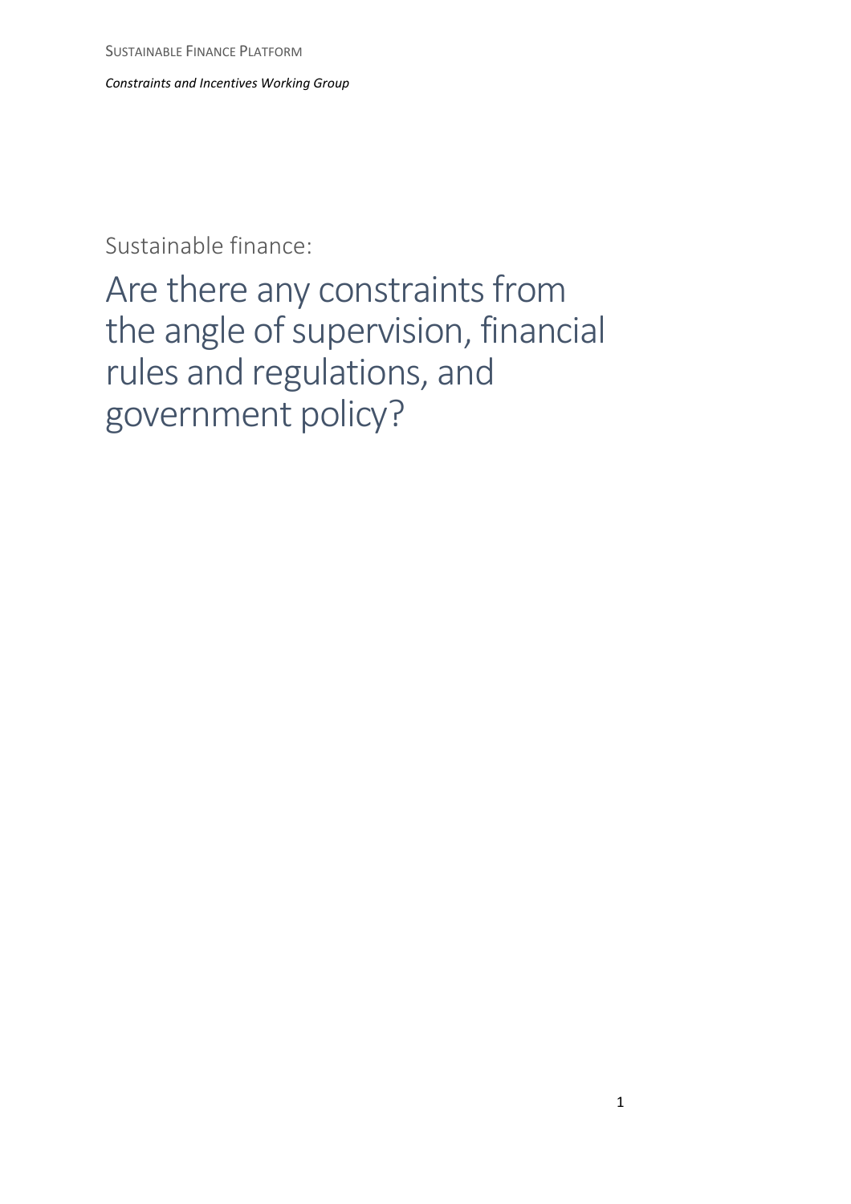SUSTAINABLE FINANCE PLATFORM

*Constraints and Incentives Working Group*

Sustainable finance:

# Are there any constraints from the angle of supervision, financial rules and regulations, and government policy?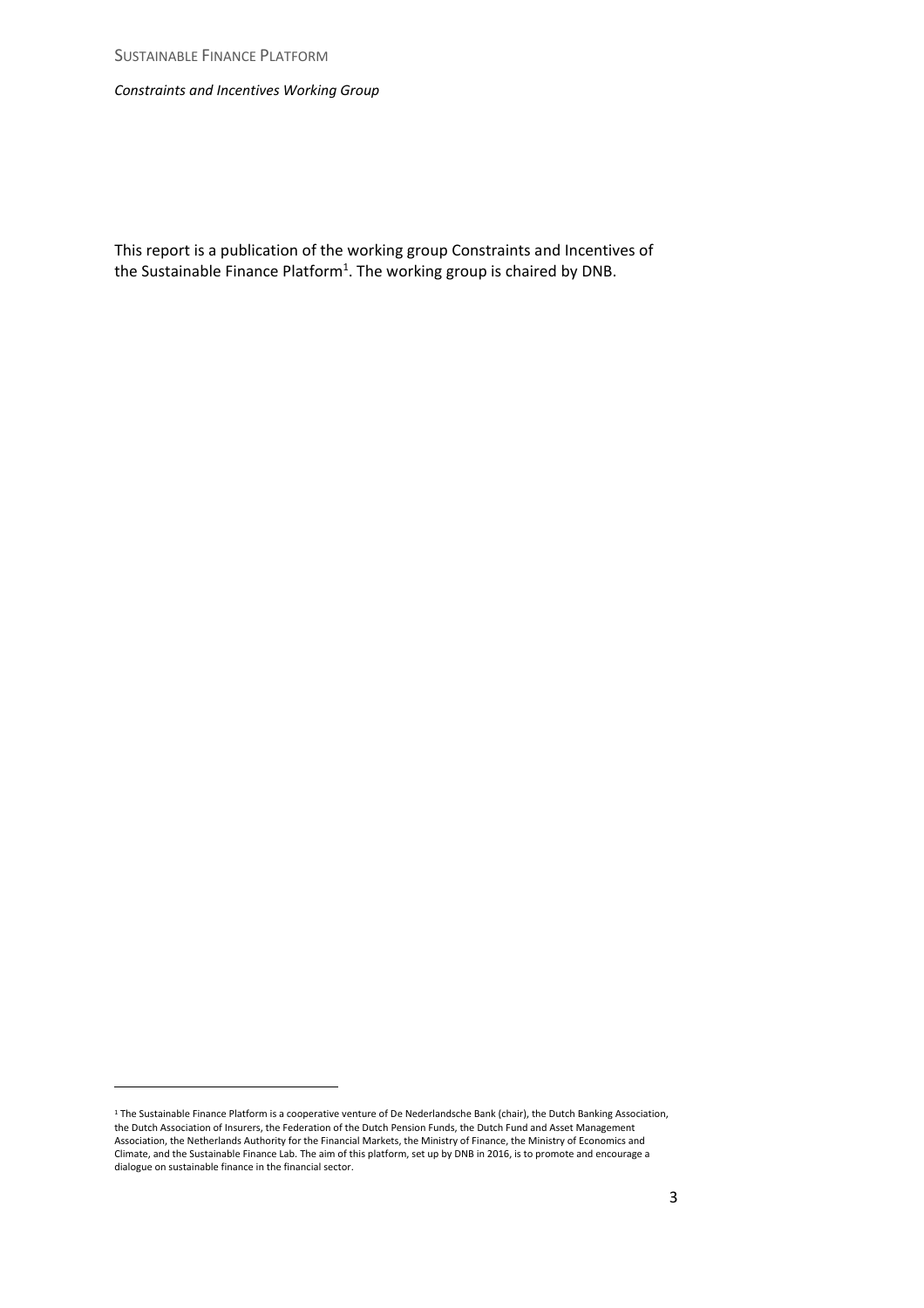This report is a publication of the working group Constraints and Incentives of the Sustainable Finance Platform[1]. The working group is chaired by DNB.

---

[1] The Sustainable Finance Platform is a cooperative venture of De Nederlandsche Bank (chair), the Dutch Banking Association, the Dutch Association of Insurers, the Federation of the Dutch Pension Funds, the Dutch Fund and Asset Management Association, the Netherlands Authority for the Financial Markets, the Ministry of Finance, the Ministry of Economics and Climate, and the Sustainable Finance Lab. The aim of this platform, set up by DNB in 2016, is to promote and encourage a dialogue on sustainable finance in the financial sector.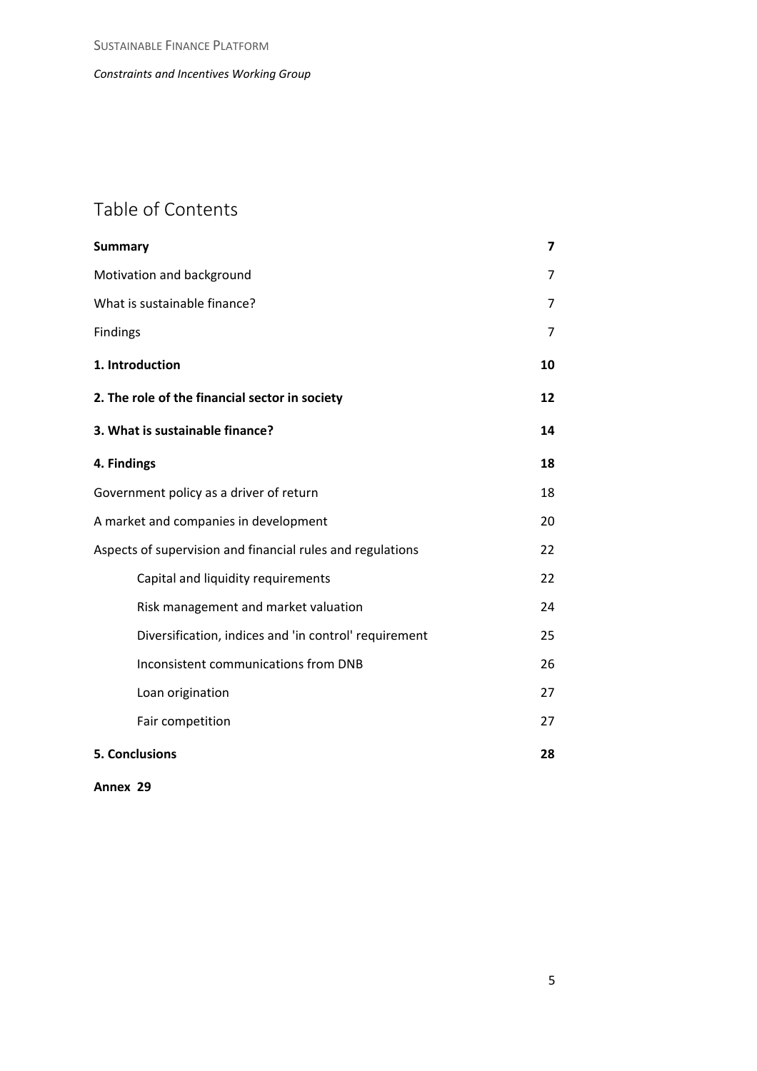# Table of Contents

| | |
|---|---|
| **Summary** | **7** |
| Motivation and background | 7 |
| What is sustainable finance? | 7 |
| Findings | 7 |
| **1. Introduction** | **10** |
| **2. The role of the financial sector in society** | **12** |
| **3. What is sustainable finance?** | **14** |
| **4. Findings** | **18** |
| Government policy as a driver of return | 18 |
| A market and companies in development | 20 |
| Aspects of supervision and financial rules and regulations | 22 |
| &nbsp;&nbsp;&nbsp;&nbsp;Capital and liquidity requirements | 22 |
| &nbsp;&nbsp;&nbsp;&nbsp;Risk management and market valuation | 24 |
| &nbsp;&nbsp;&nbsp;&nbsp;Diversification, indices and 'in control' requirement | 25 |
| &nbsp;&nbsp;&nbsp;&nbsp;Inconsistent communications from DNB | 26 |
| &nbsp;&nbsp;&nbsp;&nbsp;Loan origination | 27 |
| &nbsp;&nbsp;&nbsp;&nbsp;Fair competition | 27 |
| **5. Conclusions** | **28** |
| **Annex** | **29** |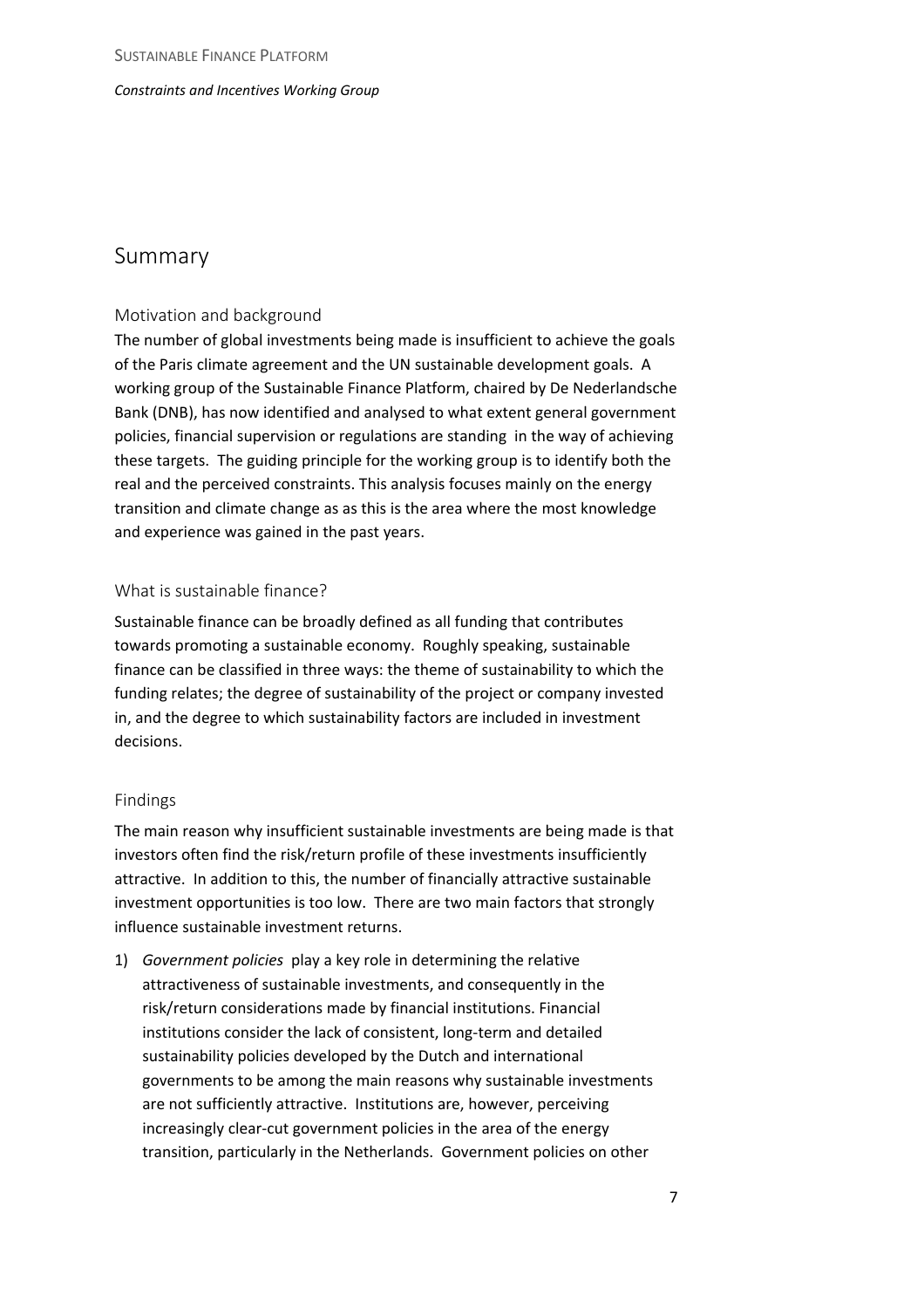# Summary

## Motivation and background

The number of global investments being made is insufficient to achieve the goals of the Paris climate agreement and the UN sustainable development goals. A working group of the Sustainable Finance Platform, chaired by De Nederlandsche Bank (DNB), has now identified and analysed to what extent general government policies, financial supervision or regulations are standing in the way of achieving these targets. The guiding principle for the working group is to identify both the real and the perceived constraints. This analysis focuses mainly on the energy transition and climate change as as this is the area where the most knowledge and experience was gained in the past years.

## What is sustainable finance?

Sustainable finance can be broadly defined as all funding that contributes towards promoting a sustainable economy. Roughly speaking, sustainable finance can be classified in three ways: the theme of sustainability to which the funding relates; the degree of sustainability of the project or company invested in, and the degree to which sustainability factors are included in investment decisions.

## Findings

The main reason why insufficient sustainable investments are being made is that investors often find the risk/return profile of these investments insufficiently attractive. In addition to this, the number of financially attractive sustainable investment opportunities is too low. There are two main factors that strongly influence sustainable investment returns.

1) *Government policies* play a key role in determining the relative attractiveness of sustainable investments, and consequently in the risk/return considerations made by financial institutions. Financial institutions consider the lack of consistent, long-term and detailed sustainability policies developed by the Dutch and international governments to be among the main reasons why sustainable investments are not sufficiently attractive. Institutions are, however, perceiving increasingly clear-cut government policies in the area of the energy transition, particularly in the Netherlands. Government policies on other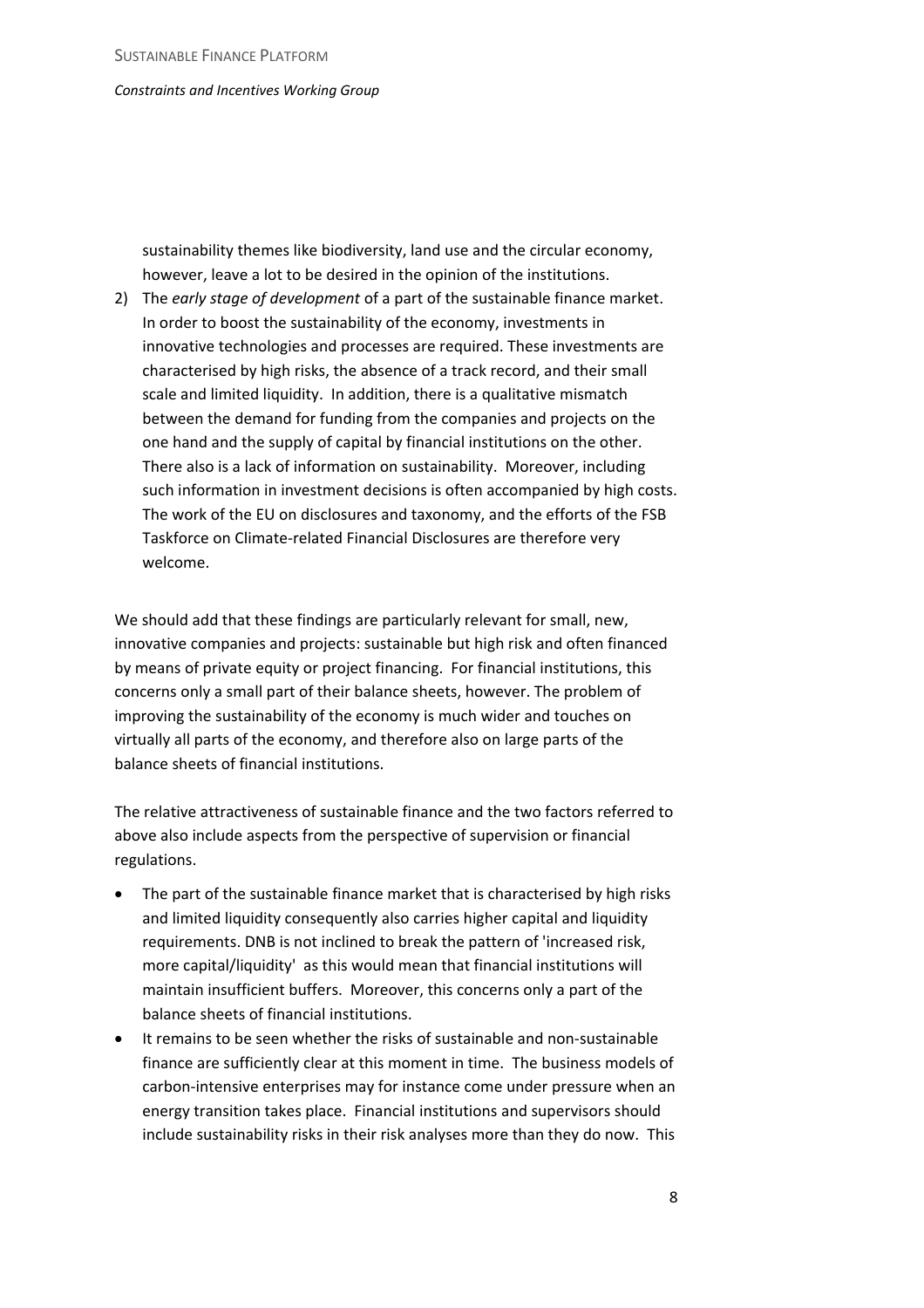sustainability themes like biodiversity, land use and the circular economy, however, leave a lot to be desired in the opinion of the institutions.

2) The *early stage of development* of a part of the sustainable finance market. In order to boost the sustainability of the economy, investments in innovative technologies and processes are required. These investments are characterised by high risks, the absence of a track record, and their small scale and limited liquidity. In addition, there is a qualitative mismatch between the demand for funding from the companies and projects on the one hand and the supply of capital by financial institutions on the other. There also is a lack of information on sustainability. Moreover, including such information in investment decisions is often accompanied by high costs. The work of the EU on disclosures and taxonomy, and the efforts of the FSB Taskforce on Climate-related Financial Disclosures are therefore very welcome.

We should add that these findings are particularly relevant for small, new, innovative companies and projects: sustainable but high risk and often financed by means of private equity or project financing. For financial institutions, this concerns only a small part of their balance sheets, however. The problem of improving the sustainability of the economy is much wider and touches on virtually all parts of the economy, and therefore also on large parts of the balance sheets of financial institutions.

The relative attractiveness of sustainable finance and the two factors referred to above also include aspects from the perspective of supervision or financial regulations.

- The part of the sustainable finance market that is characterised by high risks and limited liquidity consequently also carries higher capital and liquidity requirements. DNB is not inclined to break the pattern of 'increased risk, more capital/liquidity' as this would mean that financial institutions will maintain insufficient buffers. Moreover, this concerns only a part of the balance sheets of financial institutions.
- It remains to be seen whether the risks of sustainable and non-sustainable finance are sufficiently clear at this moment in time. The business models of carbon-intensive enterprises may for instance come under pressure when an energy transition takes place. Financial institutions and supervisors should include sustainability risks in their risk analyses more than they do now. This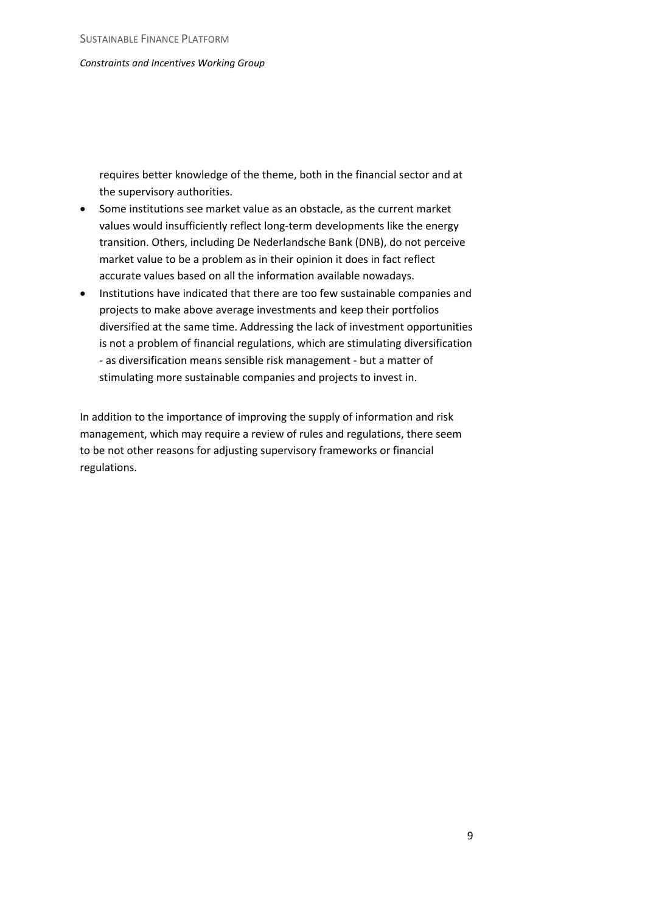requires better knowledge of the theme, both in the financial sector and at the supervisory authorities.

- Some institutions see market value as an obstacle, as the current market values would insufficiently reflect long-term developments like the energy transition. Others, including De Nederlandsche Bank (DNB), do not perceive market value to be a problem as in their opinion it does in fact reflect accurate values based on all the information available nowadays.
- Institutions have indicated that there are too few sustainable companies and projects to make above average investments and keep their portfolios diversified at the same time. Addressing the lack of investment opportunities is not a problem of financial regulations, which are stimulating diversification - as diversification means sensible risk management - but a matter of stimulating more sustainable companies and projects to invest in.

In addition to the importance of improving the supply of information and risk management, which may require a review of rules and regulations, there seem to be not other reasons for adjusting supervisory frameworks or financial regulations.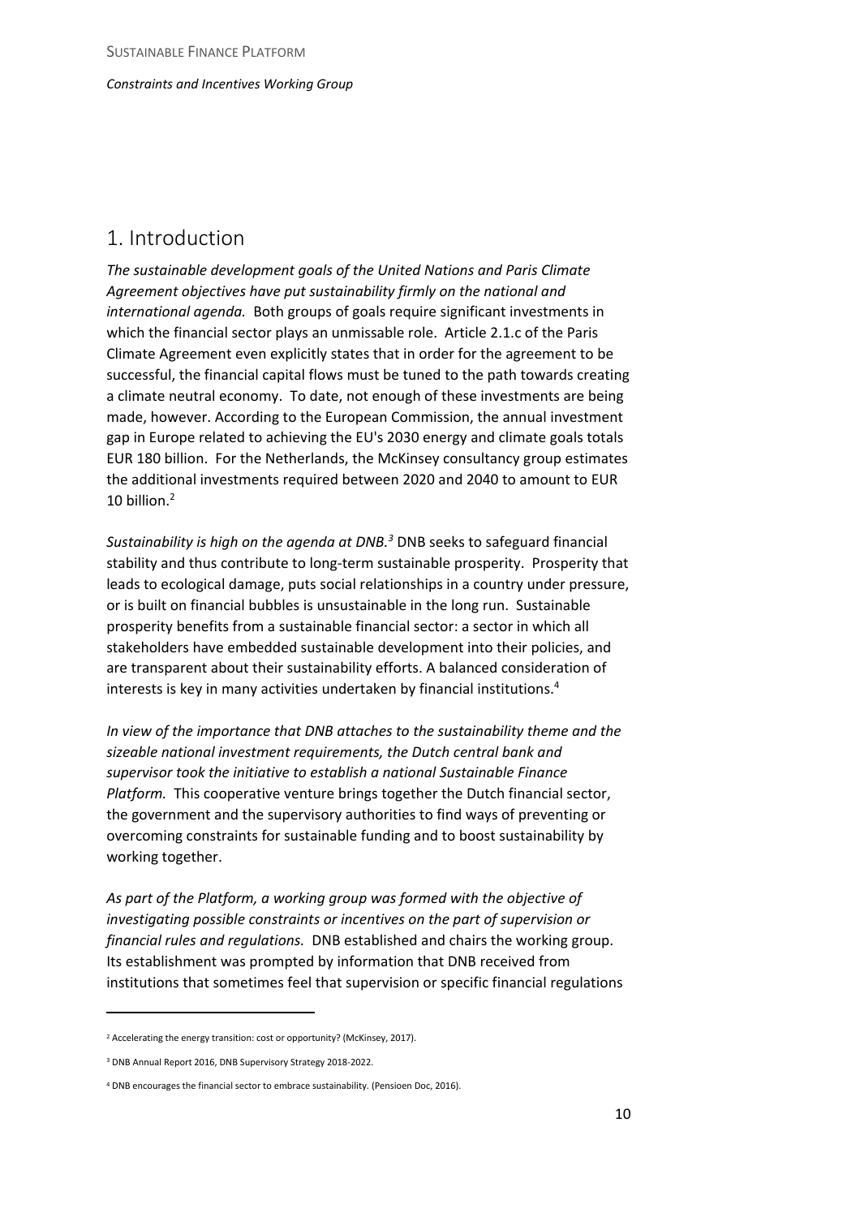# 1. Introduction

*The sustainable development goals of the United Nations and Paris Climate Agreement objectives have put sustainability firmly on the national and international agenda.* Both groups of goals require significant investments in which the financial sector plays an unmissable role. Article 2.1.c of the Paris Climate Agreement even explicitly states that in order for the agreement to be successful, the financial capital flows must be tuned to the path towards creating a climate neutral economy. To date, not enough of these investments are being made, however. According to the European Commission, the annual investment gap in Europe related to achieving the EU's 2030 energy and climate goals totals EUR 180 billion. For the Netherlands, the McKinsey consultancy group estimates the additional investments required between 2020 and 2040 to amount to EUR 10 billion.[2]

*Sustainability is high on the agenda at DNB.[3]* DNB seeks to safeguard financial stability and thus contribute to long-term sustainable prosperity. Prosperity that leads to ecological damage, puts social relationships in a country under pressure, or is built on financial bubbles is unsustainable in the long run. Sustainable prosperity benefits from a sustainable financial sector: a sector in which all stakeholders have embedded sustainable development into their policies, and are transparent about their sustainability efforts. A balanced consideration of interests is key in many activities undertaken by financial institutions.[4]

*In view of the importance that DNB attaches to the sustainability theme and the sizeable national investment requirements, the Dutch central bank and supervisor took the initiative to establish a national Sustainable Finance Platform.* This cooperative venture brings together the Dutch financial sector, the government and the supervisory authorities to find ways of preventing or overcoming constraints for sustainable funding and to boost sustainability by working together.

*As part of the Platform, a working group was formed with the objective of investigating possible constraints or incentives on the part of supervision or financial rules and regulations.* DNB established and chairs the working group. Its establishment was prompted by information that DNB received from institutions that sometimes feel that supervision or specific financial regulations

---

[2] Accelerating the energy transition: cost or opportunity? (McKinsey, 2017).

[3] DNB Annual Report 2016, DNB Supervisory Strategy 2018-2022.

[4] DNB encourages the financial sector to embrace sustainability. (Pensioen Doc, 2016).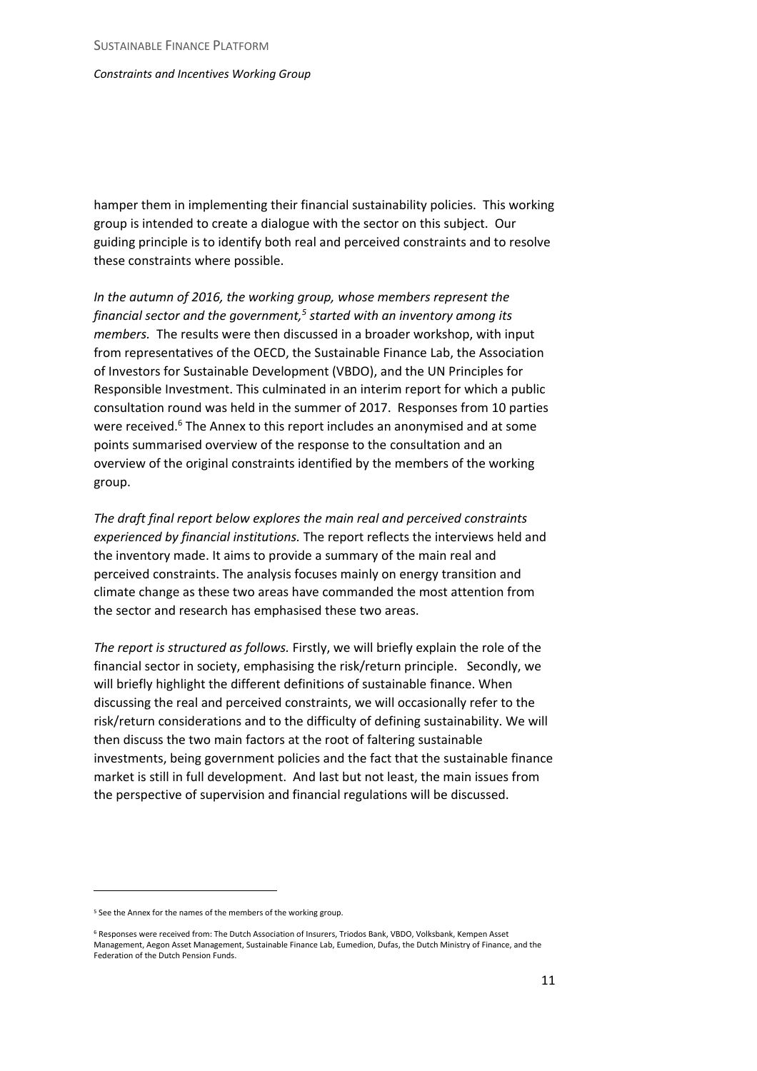hamper them in implementing their financial sustainability policies. This working group is intended to create a dialogue with the sector on this subject. Our guiding principle is to identify both real and perceived constraints and to resolve these constraints where possible.

*In the autumn of 2016, the working group, whose members represent the financial sector and the government,[5] started with an inventory among its members.* The results were then discussed in a broader workshop, with input from representatives of the OECD, the Sustainable Finance Lab, the Association of Investors for Sustainable Development (VBDO), and the UN Principles for Responsible Investment. This culminated in an interim report for which a public consultation round was held in the summer of 2017. Responses from 10 parties were received.[6] The Annex to this report includes an anonymised and at some points summarised overview of the response to the consultation and an overview of the original constraints identified by the members of the working group.

*The draft final report below explores the main real and perceived constraints experienced by financial institutions.* The report reflects the interviews held and the inventory made. It aims to provide a summary of the main real and perceived constraints. The analysis focuses mainly on energy transition and climate change as these two areas have commanded the most attention from the sector and research has emphasised these two areas.

*The report is structured as follows.* Firstly, we will briefly explain the role of the financial sector in society, emphasising the risk/return principle. Secondly, we will briefly highlight the different definitions of sustainable finance. When discussing the real and perceived constraints, we will occasionally refer to the risk/return considerations and to the difficulty of defining sustainability. We will then discuss the two main factors at the root of faltering sustainable investments, being government policies and the fact that the sustainable finance market is still in full development. And last but not least, the main issues from the perspective of supervision and financial regulations will be discussed.

---

[5] See the Annex for the names of the members of the working group.

[6] Responses were received from: The Dutch Association of Insurers, Triodos Bank, VBDO, Volksbank, Kempen Asset Management, Aegon Asset Management, Sustainable Finance Lab, Eumedion, Dufas, the Dutch Ministry of Finance, and the Federation of the Dutch Pension Funds.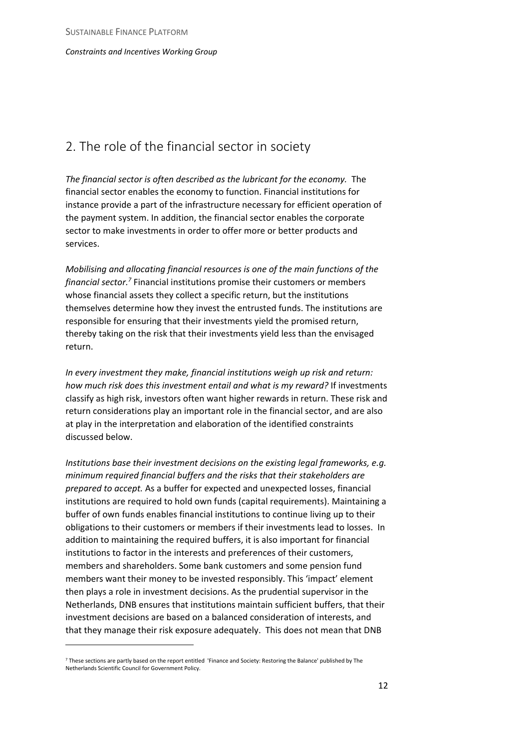## 2. The role of the financial sector in society

*The financial sector is often described as the lubricant for the economy.* The financial sector enables the economy to function. Financial institutions for instance provide a part of the infrastructure necessary for efficient operation of the payment system. In addition, the financial sector enables the corporate sector to make investments in order to offer more or better products and services.

*Mobilising and allocating financial resources is one of the main functions of the financial sector.*[7] Financial institutions promise their customers or members whose financial assets they collect a specific return, but the institutions themselves determine how they invest the entrusted funds. The institutions are responsible for ensuring that their investments yield the promised return, thereby taking on the risk that their investments yield less than the envisaged return.

*In every investment they make, financial institutions weigh up risk and return: how much risk does this investment entail and what is my reward?* If investments classify as high risk, investors often want higher rewards in return. These risk and return considerations play an important role in the financial sector, and are also at play in the interpretation and elaboration of the identified constraints discussed below.

*Institutions base their investment decisions on the existing legal frameworks, e.g. minimum required financial buffers and the risks that their stakeholders are prepared to accept.* As a buffer for expected and unexpected losses, financial institutions are required to hold own funds (capital requirements). Maintaining a buffer of own funds enables financial institutions to continue living up to their obligations to their customers or members if their investments lead to losses. In addition to maintaining the required buffers, it is also important for financial institutions to factor in the interests and preferences of their customers, members and shareholders. Some bank customers and some pension fund members want their money to be invested responsibly. This 'impact' element then plays a role in investment decisions. As the prudential supervisor in the Netherlands, DNB ensures that institutions maintain sufficient buffers, that their investment decisions are based on a balanced consideration of interests, and that they manage their risk exposure adequately. This does not mean that DNB

[7] These sections are partly based on the report entitled 'Finance and Society: Restoring the Balance' published by The Netherlands Scientific Council for Government Policy.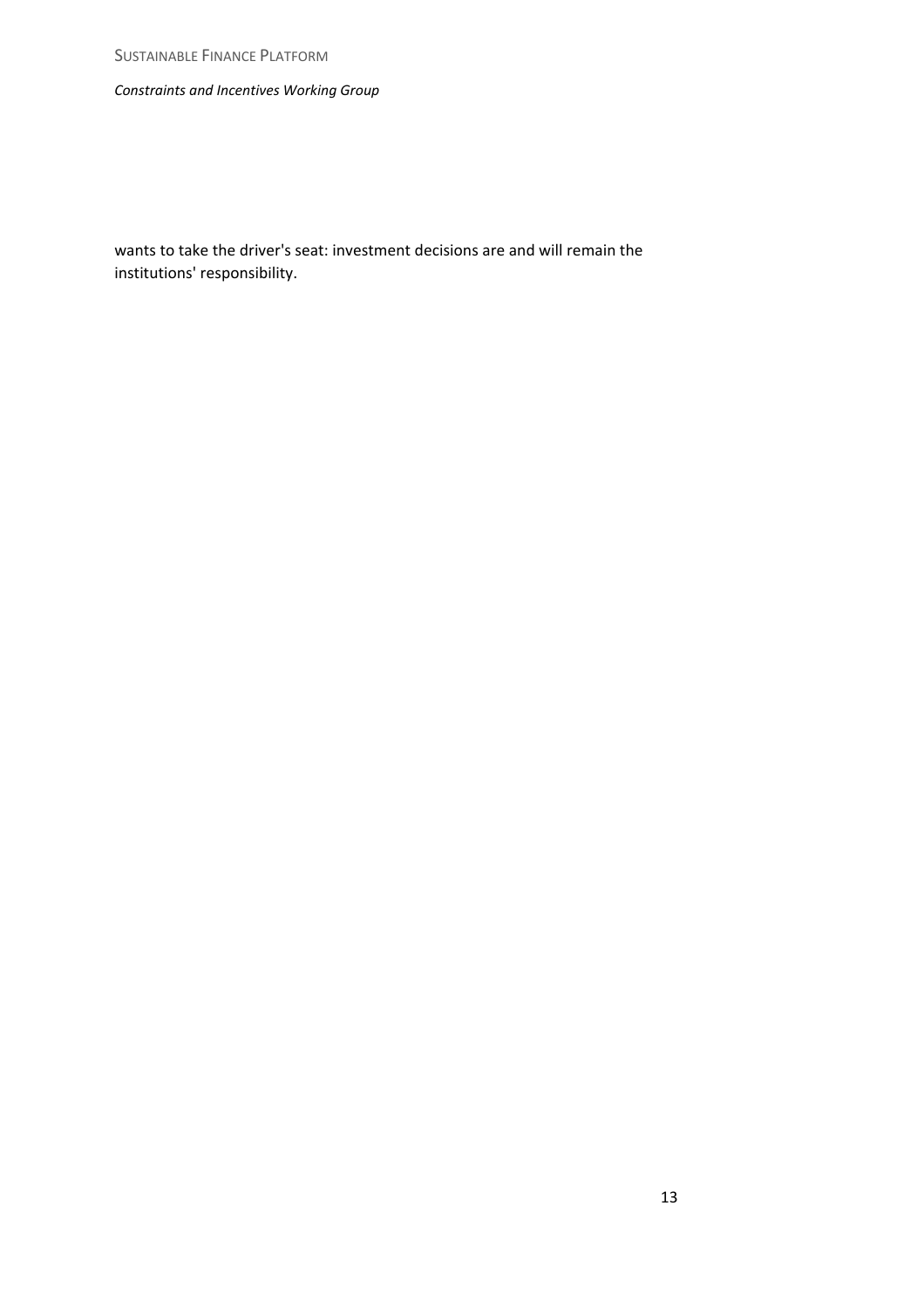wants to take the driver's seat: investment decisions are and will remain the institutions' responsibility.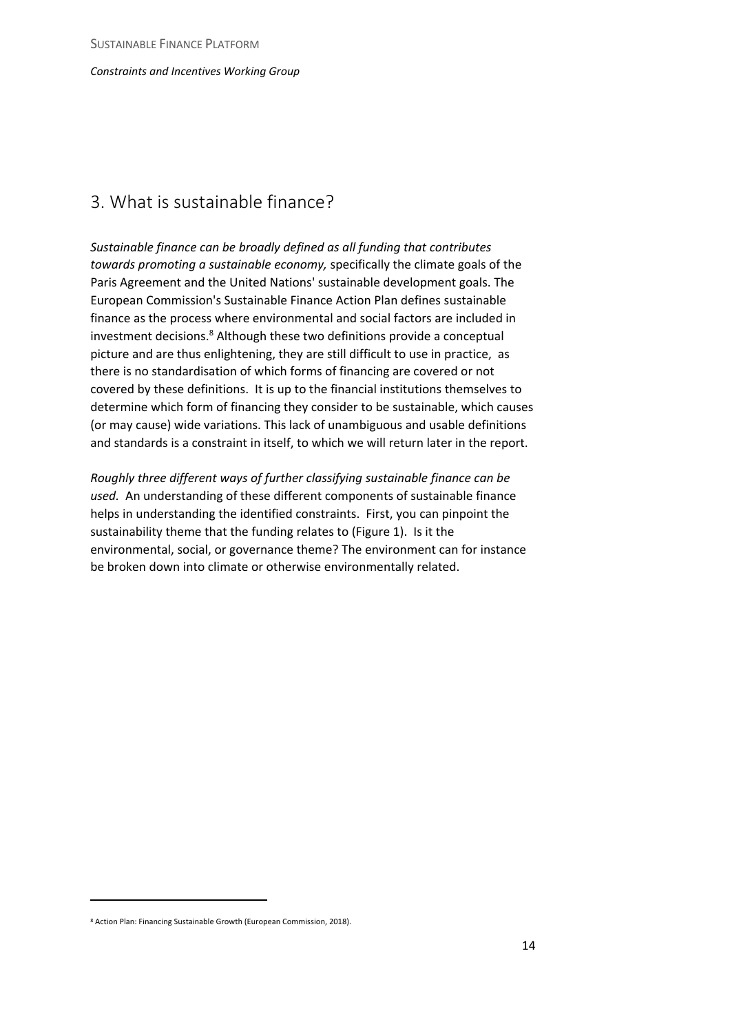## 3. What is sustainable finance?

*Sustainable finance can be broadly defined as all funding that contributes towards promoting a sustainable economy,* specifically the climate goals of the Paris Agreement and the United Nations' sustainable development goals. The European Commission's Sustainable Finance Action Plan defines sustainable finance as the process where environmental and social factors are included in investment decisions.[8] Although these two definitions provide a conceptual picture and are thus enlightening, they are still difficult to use in practice, as there is no standardisation of which forms of financing are covered or not covered by these definitions. It is up to the financial institutions themselves to determine which form of financing they consider to be sustainable, which causes (or may cause) wide variations. This lack of unambiguous and usable definitions and standards is a constraint in itself, to which we will return later in the report.

*Roughly three different ways of further classifying sustainable finance can be used.* An understanding of these different components of sustainable finance helps in understanding the identified constraints. First, you can pinpoint the sustainability theme that the funding relates to (Figure 1). Is it the environmental, social, or governance theme? The environment can for instance be broken down into climate or otherwise environmentally related.

[8] Action Plan: Financing Sustainable Growth (European Commission, 2018).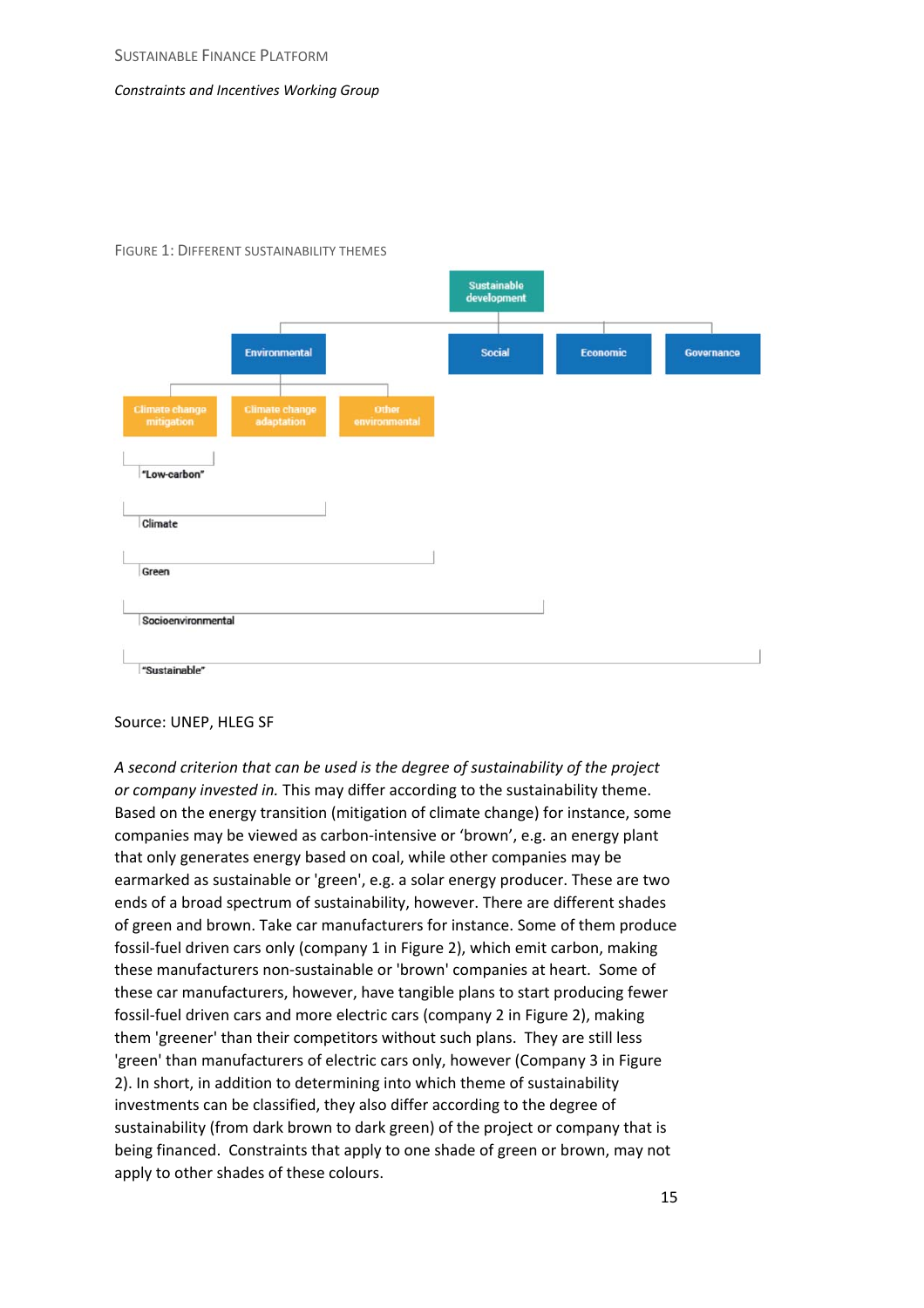FIGURE 1: DIFFERENT SUSTAINABILITY THEMES

Sustainable development

Environmental | Social | Economic | Governance

Climate change mitigation | Climate change adaptation | Other environmental

"Low-carbon"

Climate

Green

Socioenvironmental

"Sustainable"

Source: UNEP, HLEG SF

*A second criterion that can be used is the degree of sustainability of the project or company invested in.* This may differ according to the sustainability theme. Based on the energy transition (mitigation of climate change) for instance, some companies may be viewed as carbon-intensive or 'brown', e.g. an energy plant that only generates energy based on coal, while other companies may be earmarked as sustainable or 'green', e.g. a solar energy producer. These are two ends of a broad spectrum of sustainability, however. There are different shades of green and brown. Take car manufacturers for instance. Some of them produce fossil-fuel driven cars only (company 1 in Figure 2), which emit carbon, making these manufacturers non-sustainable or 'brown' companies at heart. Some of these car manufacturers, however, have tangible plans to start producing fewer fossil-fuel driven cars and more electric cars (company 2 in Figure 2), making them 'greener' than their competitors without such plans. They are still less 'green' than manufacturers of electric cars only, however (Company 3 in Figure 2). In short, in addition to determining into which theme of sustainability investments can be classified, they also differ according to the degree of sustainability (from dark brown to dark green) of the project or company that is being financed. Constraints that apply to one shade of green or brown, may not apply to other shades of these colours.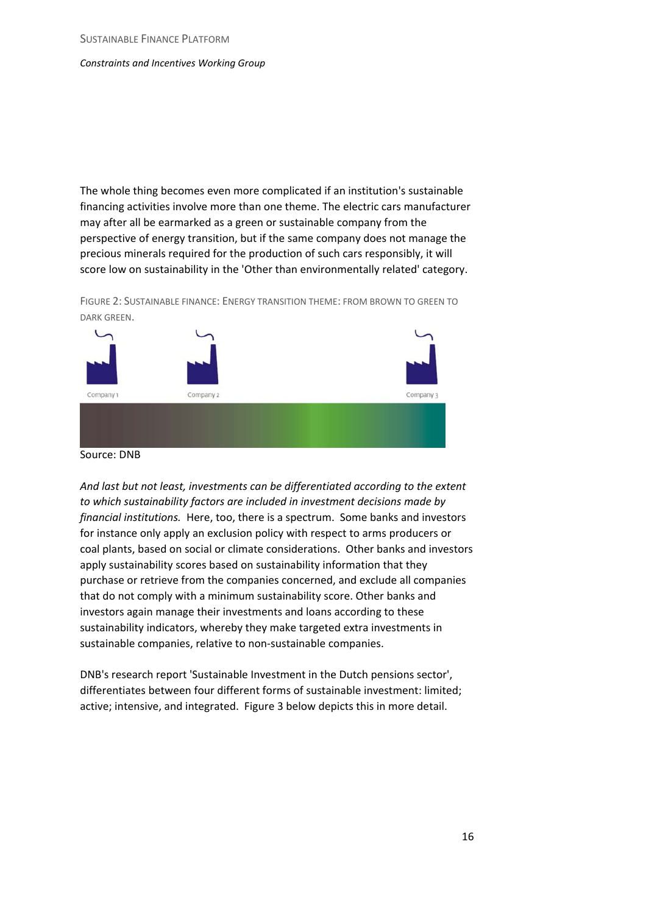The whole thing becomes even more complicated if an institution's sustainable financing activities involve more than one theme. The electric cars manufacturer may after all be earmarked as a green or sustainable company from the perspective of energy transition, but if the same company does not manage the precious minerals required for the production of such cars responsibly, it will score low on sustainability in the 'Other than environmentally related' category.

FIGURE 2: SUSTAINABLE FINANCE: ENERGY TRANSITION THEME: FROM BROWN TO GREEN TO DARK GREEN.

Company 1 Company 2 Company 3

Source: DNB

*And last but not least, investments can be differentiated according to the extent to which sustainability factors are included in investment decisions made by financial institutions.* Here, too, there is a spectrum. Some banks and investors for instance only apply an exclusion policy with respect to arms producers or coal plants, based on social or climate considerations. Other banks and investors apply sustainability scores based on sustainability information that they purchase or retrieve from the companies concerned, and exclude all companies that do not comply with a minimum sustainability score. Other banks and investors again manage their investments and loans according to these sustainability indicators, whereby they make targeted extra investments in sustainable companies, relative to non-sustainable companies.

DNB's research report 'Sustainable Investment in the Dutch pensions sector', differentiates between four different forms of sustainable investment: limited; active; intensive, and integrated. Figure 3 below depicts this in more detail.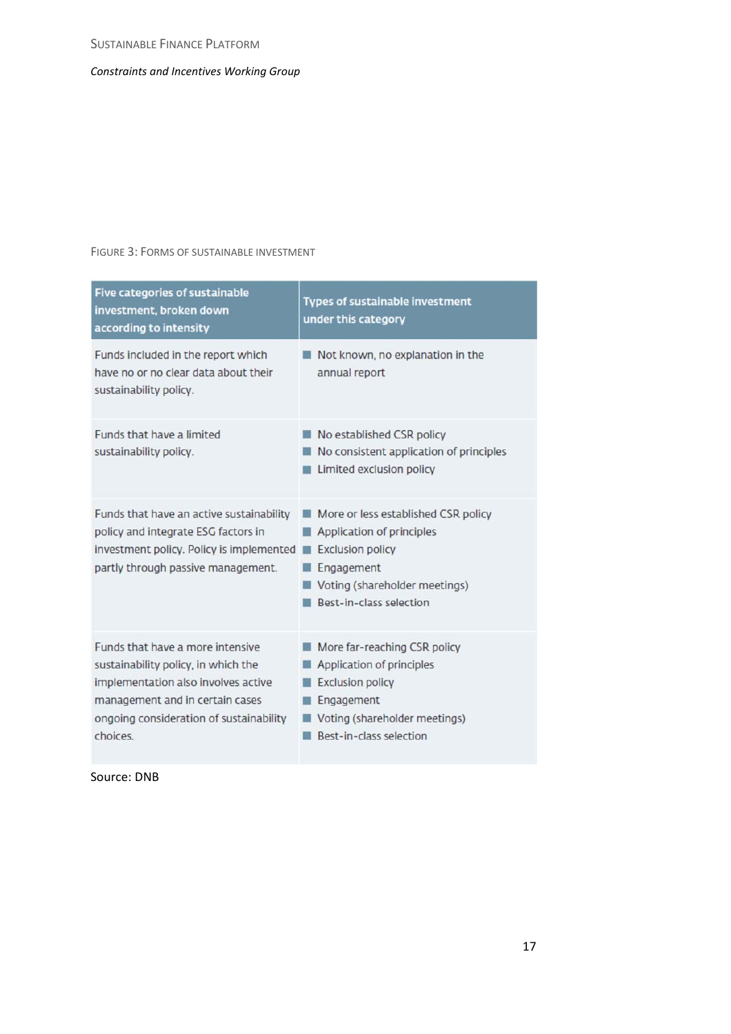FIGURE 3: FORMS OF SUSTAINABLE INVESTMENT

| Five categories of sustainable investment, broken down according to intensity | Types of sustainable investment under this category |
| --- | --- |
| Funds included in the report which have no or no clear data about their sustainability policy. | ■ Not known, no explanation in the annual report |
| Funds that have a limited sustainability policy. | ■ No established CSR policy<br>■ No consistent application of principles<br>■ Limited exclusion policy |
| Funds that have an active sustainability policy and integrate ESG factors in investment policy. Policy is implemented partly through passive management. | ■ More or less established CSR policy<br>■ Application of principles<br>■ Exclusion policy<br>■ Engagement<br>■ Voting (shareholder meetings)<br>■ Best-in-class selection |
| Funds that have a more intensive sustainability policy, in which the implementation also involves active management and in certain cases ongoing consideration of sustainability choices. | ■ More far-reaching CSR policy<br>■ Application of principles<br>■ Exclusion policy<br>■ Engagement<br>■ Voting (shareholder meetings)<br>■ Best-in-class selection |

Source: DNB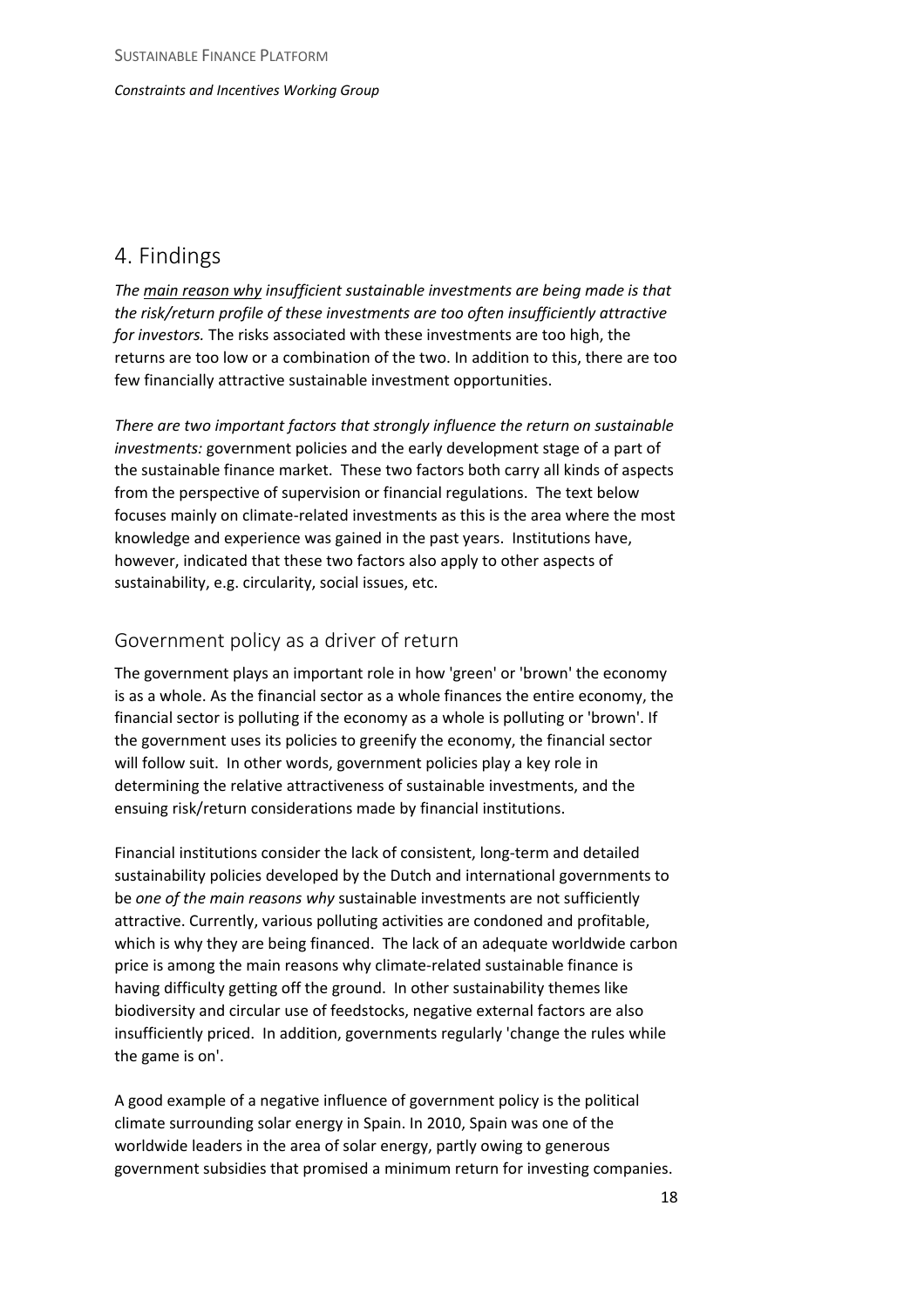# 4. Findings

*The* <u>*main reason why*</u> *insufficient sustainable investments are being made is that the risk/return profile of these investments are too often insufficiently attractive for investors.* The risks associated with these investments are too high, the returns are too low or a combination of the two. In addition to this, there are too few financially attractive sustainable investment opportunities.

*There are two important factors that strongly influence the return on sustainable investments:* government policies and the early development stage of a part of the sustainable finance market. These two factors both carry all kinds of aspects from the perspective of supervision or financial regulations. The text below focuses mainly on climate-related investments as this is the area where the most knowledge and experience was gained in the past years. Institutions have, however, indicated that these two factors also apply to other aspects of sustainability, e.g. circularity, social issues, etc.

## Government policy as a driver of return

The government plays an important role in how 'green' or 'brown' the economy is as a whole. As the financial sector as a whole finances the entire economy, the financial sector is polluting if the economy as a whole is polluting or 'brown'. If the government uses its policies to greenify the economy, the financial sector will follow suit. In other words, government policies play a key role in determining the relative attractiveness of sustainable investments, and the ensuing risk/return considerations made by financial institutions.

Financial institutions consider the lack of consistent, long-term and detailed sustainability policies developed by the Dutch and international governments to be *one of the main reasons why* sustainable investments are not sufficiently attractive. Currently, various polluting activities are condoned and profitable, which is why they are being financed. The lack of an adequate worldwide carbon price is among the main reasons why climate-related sustainable finance is having difficulty getting off the ground. In other sustainability themes like biodiversity and circular use of feedstocks, negative external factors are also insufficiently priced. In addition, governments regularly 'change the rules while the game is on'.

A good example of a negative influence of government policy is the political climate surrounding solar energy in Spain. In 2010, Spain was one of the worldwide leaders in the area of solar energy, partly owing to generous government subsidies that promised a minimum return for investing companies.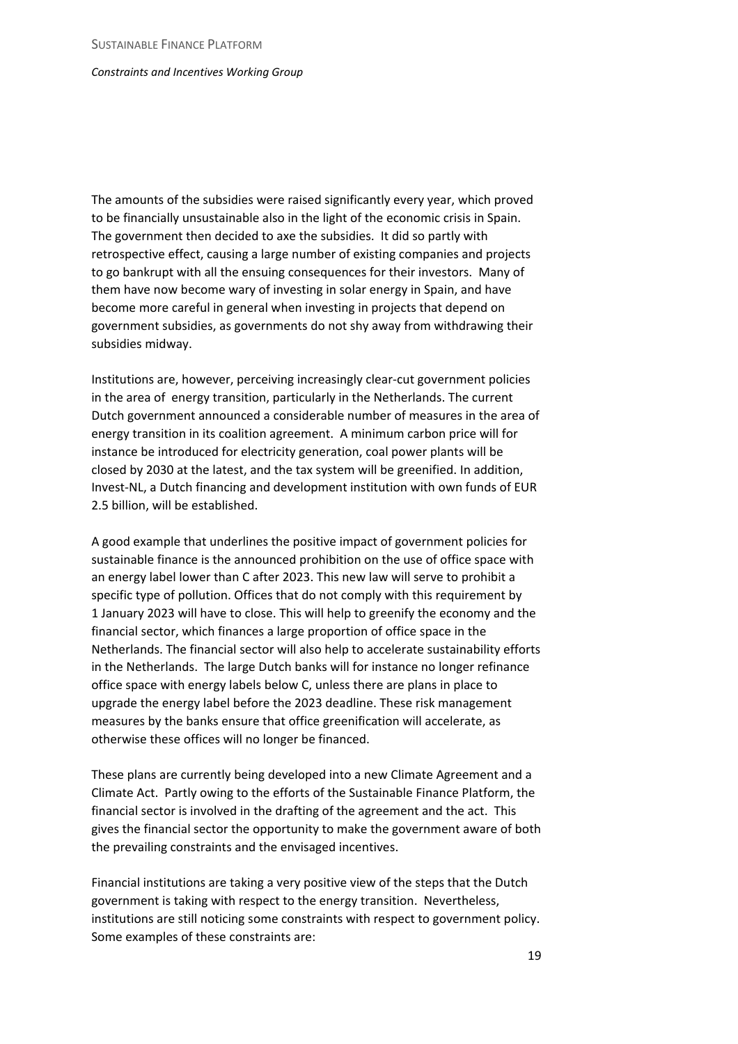The amounts of the subsidies were raised significantly every year, which proved to be financially unsustainable also in the light of the economic crisis in Spain. The government then decided to axe the subsidies. It did so partly with retrospective effect, causing a large number of existing companies and projects to go bankrupt with all the ensuing consequences for their investors. Many of them have now become wary of investing in solar energy in Spain, and have become more careful in general when investing in projects that depend on government subsidies, as governments do not shy away from withdrawing their subsidies midway.

Institutions are, however, perceiving increasingly clear-cut government policies in the area of energy transition, particularly in the Netherlands. The current Dutch government announced a considerable number of measures in the area of energy transition in its coalition agreement. A minimum carbon price will for instance be introduced for electricity generation, coal power plants will be closed by 2030 at the latest, and the tax system will be greenified. In addition, Invest-NL, a Dutch financing and development institution with own funds of EUR 2.5 billion, will be established.

A good example that underlines the positive impact of government policies for sustainable finance is the announced prohibition on the use of office space with an energy label lower than C after 2023. This new law will serve to prohibit a specific type of pollution. Offices that do not comply with this requirement by 1 January 2023 will have to close. This will help to greenify the economy and the financial sector, which finances a large proportion of office space in the Netherlands. The financial sector will also help to accelerate sustainability efforts in the Netherlands. The large Dutch banks will for instance no longer refinance office space with energy labels below C, unless there are plans in place to upgrade the energy label before the 2023 deadline. These risk management measures by the banks ensure that office greenification will accelerate, as otherwise these offices will no longer be financed.

These plans are currently being developed into a new Climate Agreement and a Climate Act. Partly owing to the efforts of the Sustainable Finance Platform, the financial sector is involved in the drafting of the agreement and the act. This gives the financial sector the opportunity to make the government aware of both the prevailing constraints and the envisaged incentives.

Financial institutions are taking a very positive view of the steps that the Dutch government is taking with respect to the energy transition. Nevertheless, institutions are still noticing some constraints with respect to government policy. Some examples of these constraints are: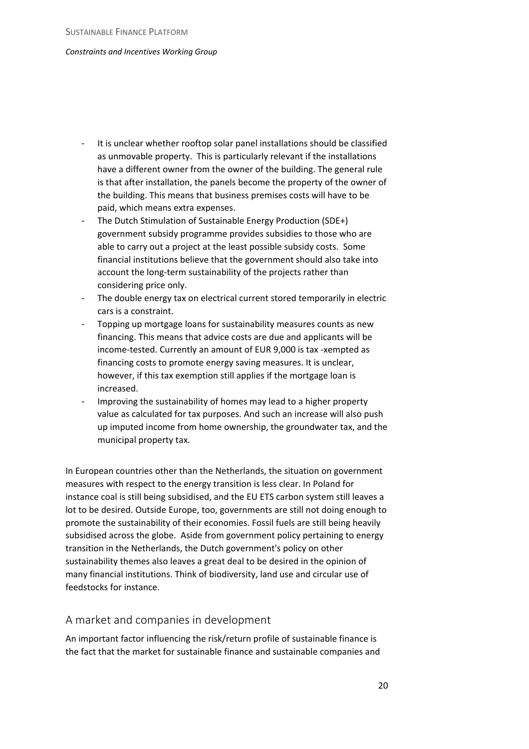- It is unclear whether rooftop solar panel installations should be classified as unmovable property. This is particularly relevant if the installations have a different owner from the owner of the building. The general rule is that after installation, the panels become the property of the owner of the building. This means that business premises costs will have to be paid, which means extra expenses.
- The Dutch Stimulation of Sustainable Energy Production (SDE+) government subsidy programme provides subsidies to those who are able to carry out a project at the least possible subsidy costs. Some financial institutions believe that the government should also take into account the long-term sustainability of the projects rather than considering price only.
- The double energy tax on electrical current stored temporarily in electric cars is a constraint.
- Topping up mortgage loans for sustainability measures counts as new financing. This means that advice costs are due and applicants will be income-tested. Currently an amount of EUR 9,000 is tax -xempted as financing costs to promote energy saving measures. It is unclear, however, if this tax exemption still applies if the mortgage loan is increased.
- Improving the sustainability of homes may lead to a higher property value as calculated for tax purposes. And such an increase will also push up imputed income from home ownership, the groundwater tax, and the municipal property tax.

In European countries other than the Netherlands, the situation on government measures with respect to the energy transition is less clear. In Poland for instance coal is still being subsidised, and the EU ETS carbon system still leaves a lot to be desired. Outside Europe, too, governments are still not doing enough to promote the sustainability of their economies. Fossil fuels are still being heavily subsidised across the globe. Aside from government policy pertaining to energy transition in the Netherlands, the Dutch government's policy on other sustainability themes also leaves a great deal to be desired in the opinion of many financial institutions. Think of biodiversity, land use and circular use of feedstocks for instance.

## A market and companies in development

An important factor influencing the risk/return profile of sustainable finance is the fact that the market for sustainable finance and sustainable companies and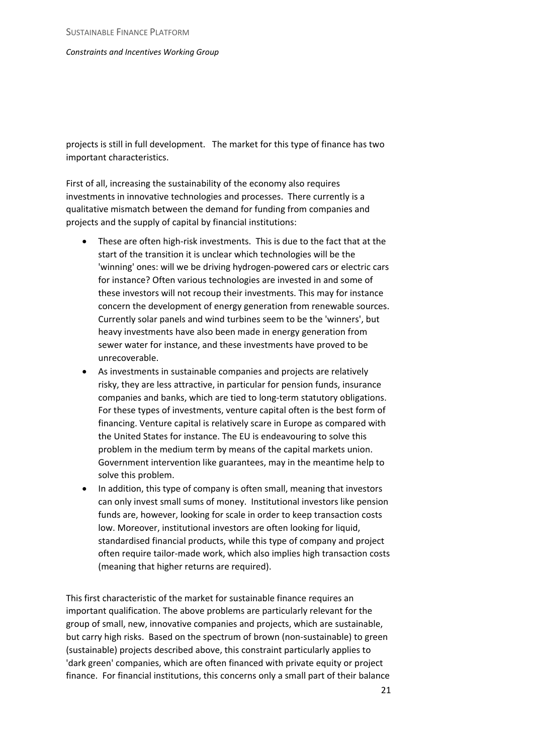projects is still in full development. The market for this type of finance has two important characteristics.

First of all, increasing the sustainability of the economy also requires investments in innovative technologies and processes. There currently is a qualitative mismatch between the demand for funding from companies and projects and the supply of capital by financial institutions:

- These are often high-risk investments. This is due to the fact that at the start of the transition it is unclear which technologies will be the 'winning' ones: will we be driving hydrogen-powered cars or electric cars for instance? Often various technologies are invested in and some of these investors will not recoup their investments. This may for instance concern the development of energy generation from renewable sources. Currently solar panels and wind turbines seem to be the 'winners', but heavy investments have also been made in energy generation from sewer water for instance, and these investments have proved to be unrecoverable.
- As investments in sustainable companies and projects are relatively risky, they are less attractive, in particular for pension funds, insurance companies and banks, which are tied to long-term statutory obligations. For these types of investments, venture capital often is the best form of financing. Venture capital is relatively scare in Europe as compared with the United States for instance. The EU is endeavouring to solve this problem in the medium term by means of the capital markets union. Government intervention like guarantees, may in the meantime help to solve this problem.
- In addition, this type of company is often small, meaning that investors can only invest small sums of money. Institutional investors like pension funds are, however, looking for scale in order to keep transaction costs low. Moreover, institutional investors are often looking for liquid, standardised financial products, while this type of company and project often require tailor-made work, which also implies high transaction costs (meaning that higher returns are required).

This first characteristic of the market for sustainable finance requires an important qualification. The above problems are particularly relevant for the group of small, new, innovative companies and projects, which are sustainable, but carry high risks. Based on the spectrum of brown (non-sustainable) to green (sustainable) projects described above, this constraint particularly applies to 'dark green' companies, which are often financed with private equity or project finance. For financial institutions, this concerns only a small part of their balance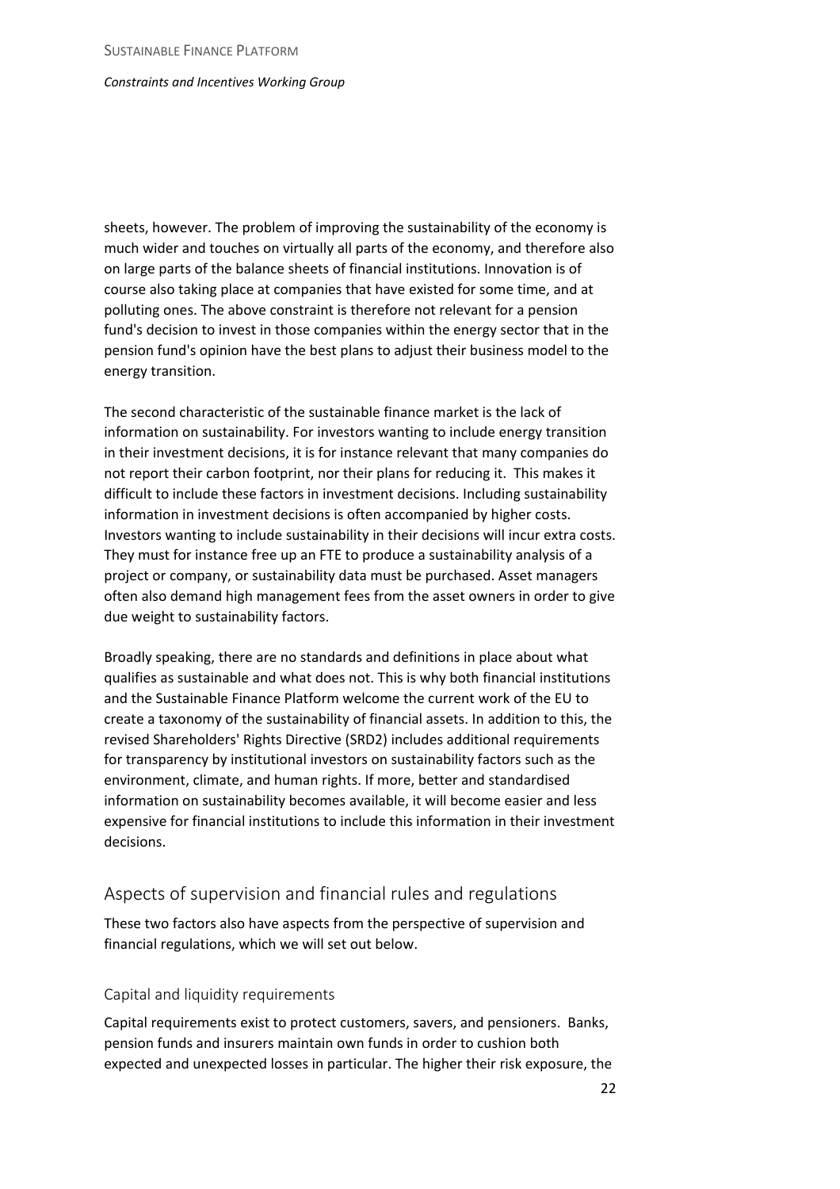sheets, however. The problem of improving the sustainability of the economy is much wider and touches on virtually all parts of the economy, and therefore also on large parts of the balance sheets of financial institutions. Innovation is of course also taking place at companies that have existed for some time, and at polluting ones. The above constraint is therefore not relevant for a pension fund's decision to invest in those companies within the energy sector that in the pension fund's opinion have the best plans to adjust their business model to the energy transition.

The second characteristic of the sustainable finance market is the lack of information on sustainability. For investors wanting to include energy transition in their investment decisions, it is for instance relevant that many companies do not report their carbon footprint, nor their plans for reducing it. This makes it difficult to include these factors in investment decisions. Including sustainability information in investment decisions is often accompanied by higher costs. Investors wanting to include sustainability in their decisions will incur extra costs. They must for instance free up an FTE to produce a sustainability analysis of a project or company, or sustainability data must be purchased. Asset managers often also demand high management fees from the asset owners in order to give due weight to sustainability factors.

Broadly speaking, there are no standards and definitions in place about what qualifies as sustainable and what does not. This is why both financial institutions and the Sustainable Finance Platform welcome the current work of the EU to create a taxonomy of the sustainability of financial assets. In addition to this, the revised Shareholders' Rights Directive (SRD2) includes additional requirements for transparency by institutional investors on sustainability factors such as the environment, climate, and human rights. If more, better and standardised information on sustainability becomes available, it will become easier and less expensive for financial institutions to include this information in their investment decisions.

## Aspects of supervision and financial rules and regulations

These two factors also have aspects from the perspective of supervision and financial regulations, which we will set out below.

### Capital and liquidity requirements

Capital requirements exist to protect customers, savers, and pensioners. Banks, pension funds and insurers maintain own funds in order to cushion both expected and unexpected losses in particular. The higher their risk exposure, the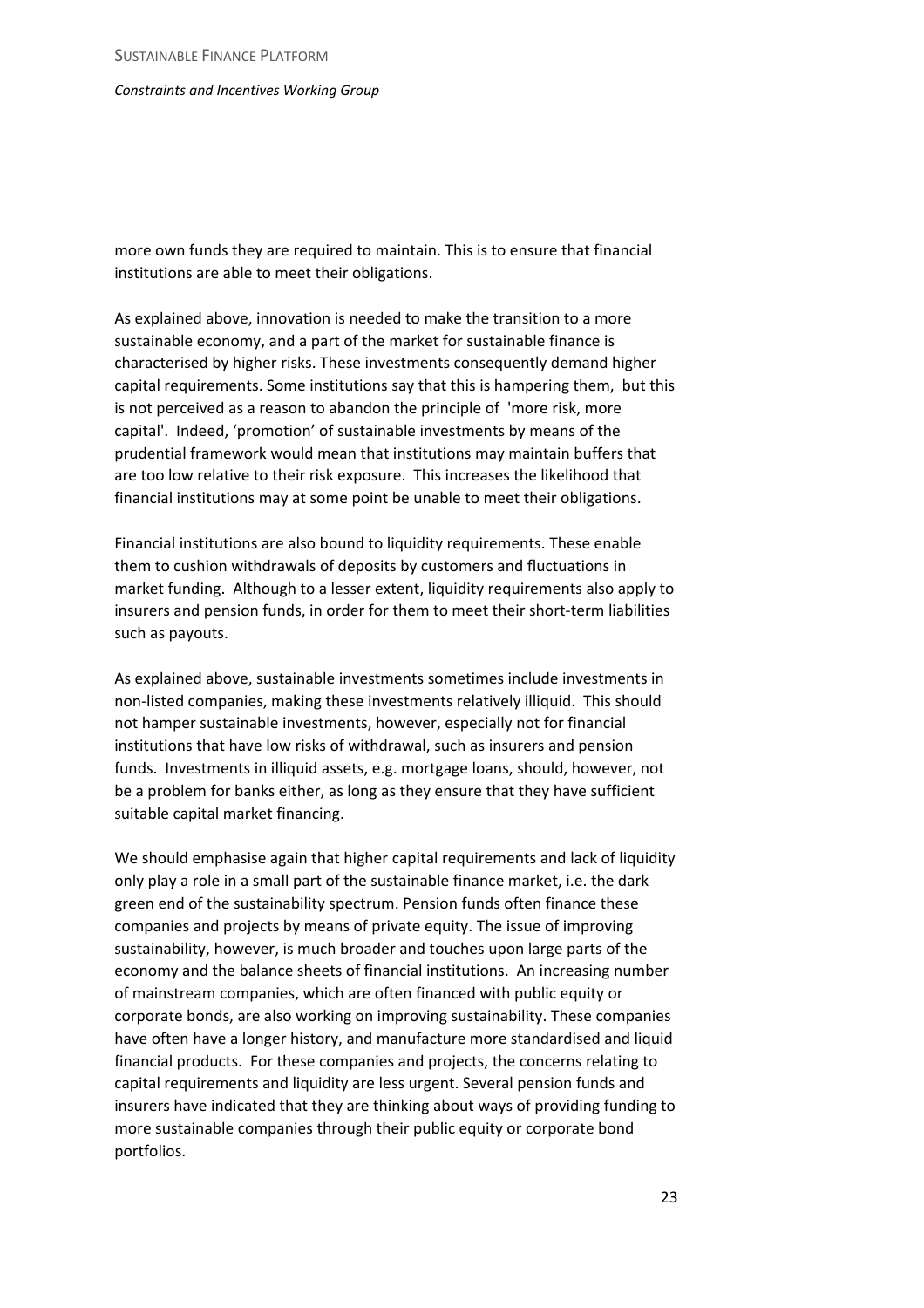more own funds they are required to maintain. This is to ensure that financial institutions are able to meet their obligations.

As explained above, innovation is needed to make the transition to a more sustainable economy, and a part of the market for sustainable finance is characterised by higher risks. These investments consequently demand higher capital requirements. Some institutions say that this is hampering them, but this is not perceived as a reason to abandon the principle of 'more risk, more capital'. Indeed, 'promotion' of sustainable investments by means of the prudential framework would mean that institutions may maintain buffers that are too low relative to their risk exposure. This increases the likelihood that financial institutions may at some point be unable to meet their obligations.

Financial institutions are also bound to liquidity requirements. These enable them to cushion withdrawals of deposits by customers and fluctuations in market funding. Although to a lesser extent, liquidity requirements also apply to insurers and pension funds, in order for them to meet their short-term liabilities such as payouts.

As explained above, sustainable investments sometimes include investments in non-listed companies, making these investments relatively illiquid. This should not hamper sustainable investments, however, especially not for financial institutions that have low risks of withdrawal, such as insurers and pension funds. Investments in illiquid assets, e.g. mortgage loans, should, however, not be a problem for banks either, as long as they ensure that they have sufficient suitable capital market financing.

We should emphasise again that higher capital requirements and lack of liquidity only play a role in a small part of the sustainable finance market, i.e. the dark green end of the sustainability spectrum. Pension funds often finance these companies and projects by means of private equity. The issue of improving sustainability, however, is much broader and touches upon large parts of the economy and the balance sheets of financial institutions. An increasing number of mainstream companies, which are often financed with public equity or corporate bonds, are also working on improving sustainability. These companies have often have a longer history, and manufacture more standardised and liquid financial products. For these companies and projects, the concerns relating to capital requirements and liquidity are less urgent. Several pension funds and insurers have indicated that they are thinking about ways of providing funding to more sustainable companies through their public equity or corporate bond portfolios.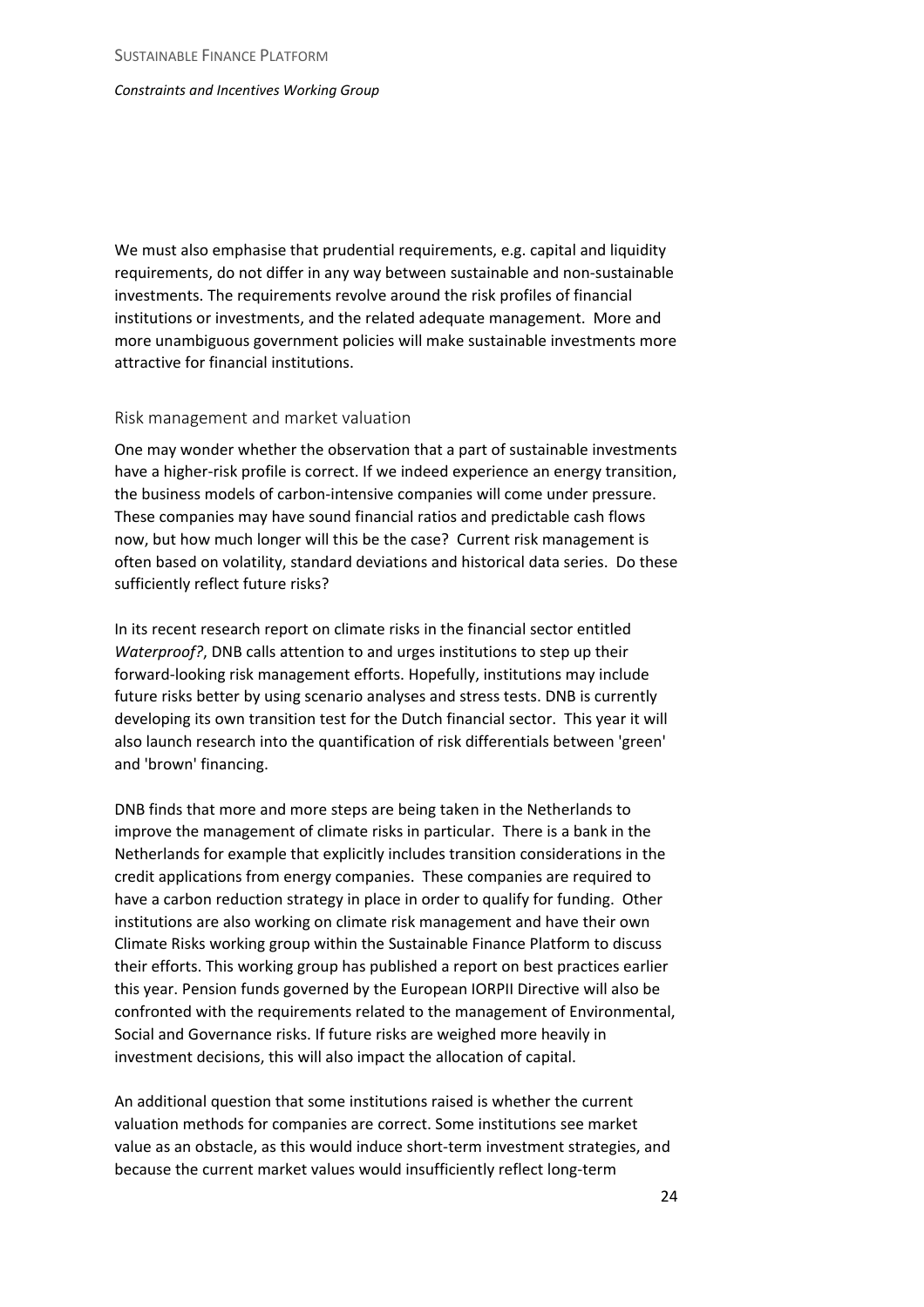We must also emphasise that prudential requirements, e.g. capital and liquidity requirements, do not differ in any way between sustainable and non-sustainable investments. The requirements revolve around the risk profiles of financial institutions or investments, and the related adequate management. More and more unambiguous government policies will make sustainable investments more attractive for financial institutions.

## Risk management and market valuation

One may wonder whether the observation that a part of sustainable investments have a higher-risk profile is correct. If we indeed experience an energy transition, the business models of carbon-intensive companies will come under pressure. These companies may have sound financial ratios and predictable cash flows now, but how much longer will this be the case? Current risk management is often based on volatility, standard deviations and historical data series. Do these sufficiently reflect future risks?

In its recent research report on climate risks in the financial sector entitled *Waterproof?*, DNB calls attention to and urges institutions to step up their forward-looking risk management efforts. Hopefully, institutions may include future risks better by using scenario analyses and stress tests. DNB is currently developing its own transition test for the Dutch financial sector. This year it will also launch research into the quantification of risk differentials between 'green' and 'brown' financing.

DNB finds that more and more steps are being taken in the Netherlands to improve the management of climate risks in particular. There is a bank in the Netherlands for example that explicitly includes transition considerations in the credit applications from energy companies. These companies are required to have a carbon reduction strategy in place in order to qualify for funding. Other institutions are also working on climate risk management and have their own Climate Risks working group within the Sustainable Finance Platform to discuss their efforts. This working group has published a report on best practices earlier this year. Pension funds governed by the European IORPII Directive will also be confronted with the requirements related to the management of Environmental, Social and Governance risks. If future risks are weighed more heavily in investment decisions, this will also impact the allocation of capital.

An additional question that some institutions raised is whether the current valuation methods for companies are correct. Some institutions see market value as an obstacle, as this would induce short-term investment strategies, and because the current market values would insufficiently reflect long-term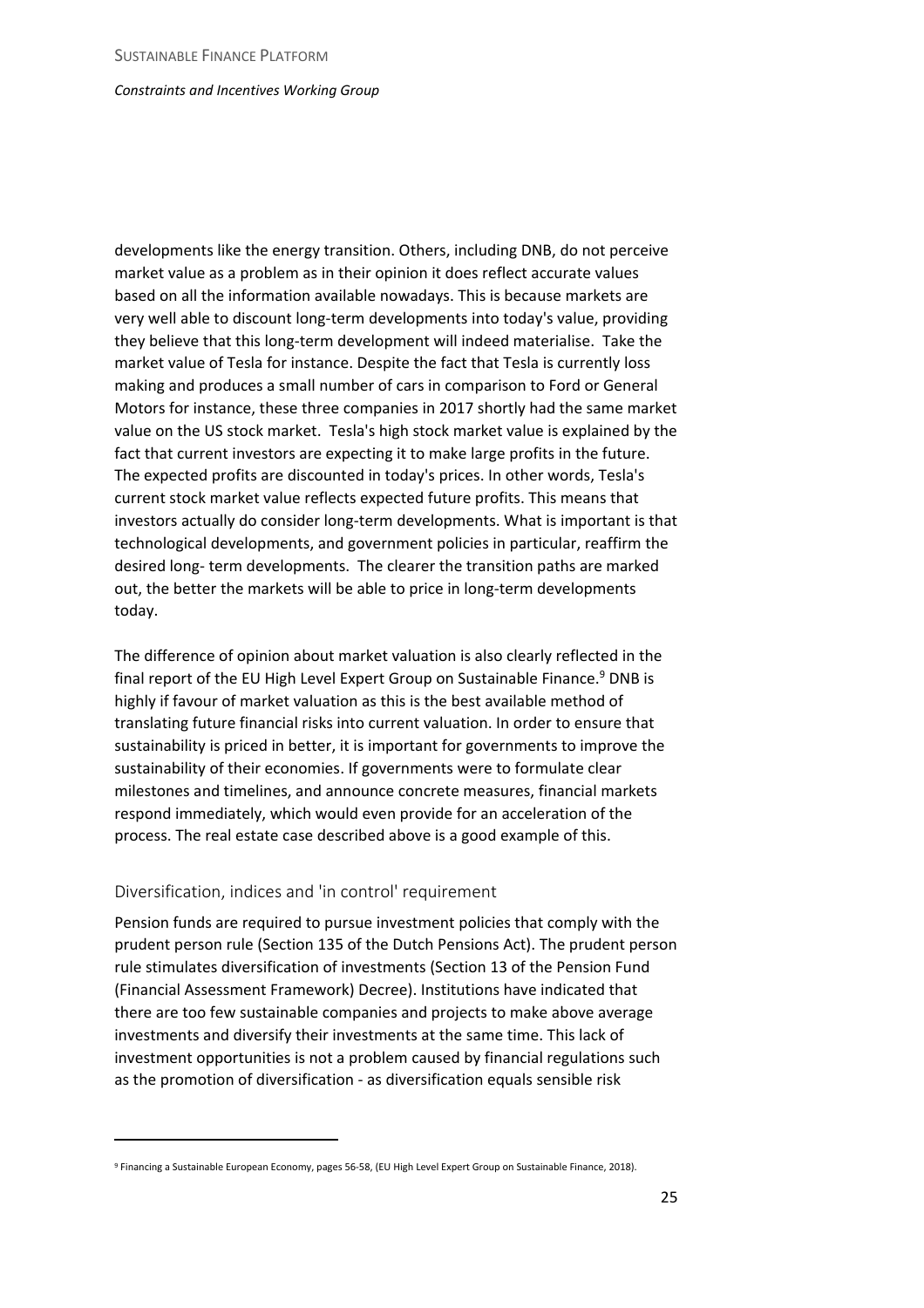developments like the energy transition. Others, including DNB, do not perceive market value as a problem as in their opinion it does reflect accurate values based on all the information available nowadays. This is because markets are very well able to discount long-term developments into today's value, providing they believe that this long-term development will indeed materialise. Take the market value of Tesla for instance. Despite the fact that Tesla is currently loss making and produces a small number of cars in comparison to Ford or General Motors for instance, these three companies in 2017 shortly had the same market value on the US stock market. Tesla's high stock market value is explained by the fact that current investors are expecting it to make large profits in the future. The expected profits are discounted in today's prices. In other words, Tesla's current stock market value reflects expected future profits. This means that investors actually do consider long-term developments. What is important is that technological developments, and government policies in particular, reaffirm the desired long- term developments. The clearer the transition paths are marked out, the better the markets will be able to price in long-term developments today.

The difference of opinion about market valuation is also clearly reflected in the final report of the EU High Level Expert Group on Sustainable Finance.[9] DNB is highly if favour of market valuation as this is the best available method of translating future financial risks into current valuation. In order to ensure that sustainability is priced in better, it is important for governments to improve the sustainability of their economies. If governments were to formulate clear milestones and timelines, and announce concrete measures, financial markets respond immediately, which would even provide for an acceleration of the process. The real estate case described above is a good example of this.

## Diversification, indices and 'in control' requirement

Pension funds are required to pursue investment policies that comply with the prudent person rule (Section 135 of the Dutch Pensions Act). The prudent person rule stimulates diversification of investments (Section 13 of the Pension Fund (Financial Assessment Framework) Decree). Institutions have indicated that there are too few sustainable companies and projects to make above average investments and diversify their investments at the same time. This lack of investment opportunities is not a problem caused by financial regulations such as the promotion of diversification - as diversification equals sensible risk

[9] Financing a Sustainable European Economy, pages 56-58, (EU High Level Expert Group on Sustainable Finance, 2018).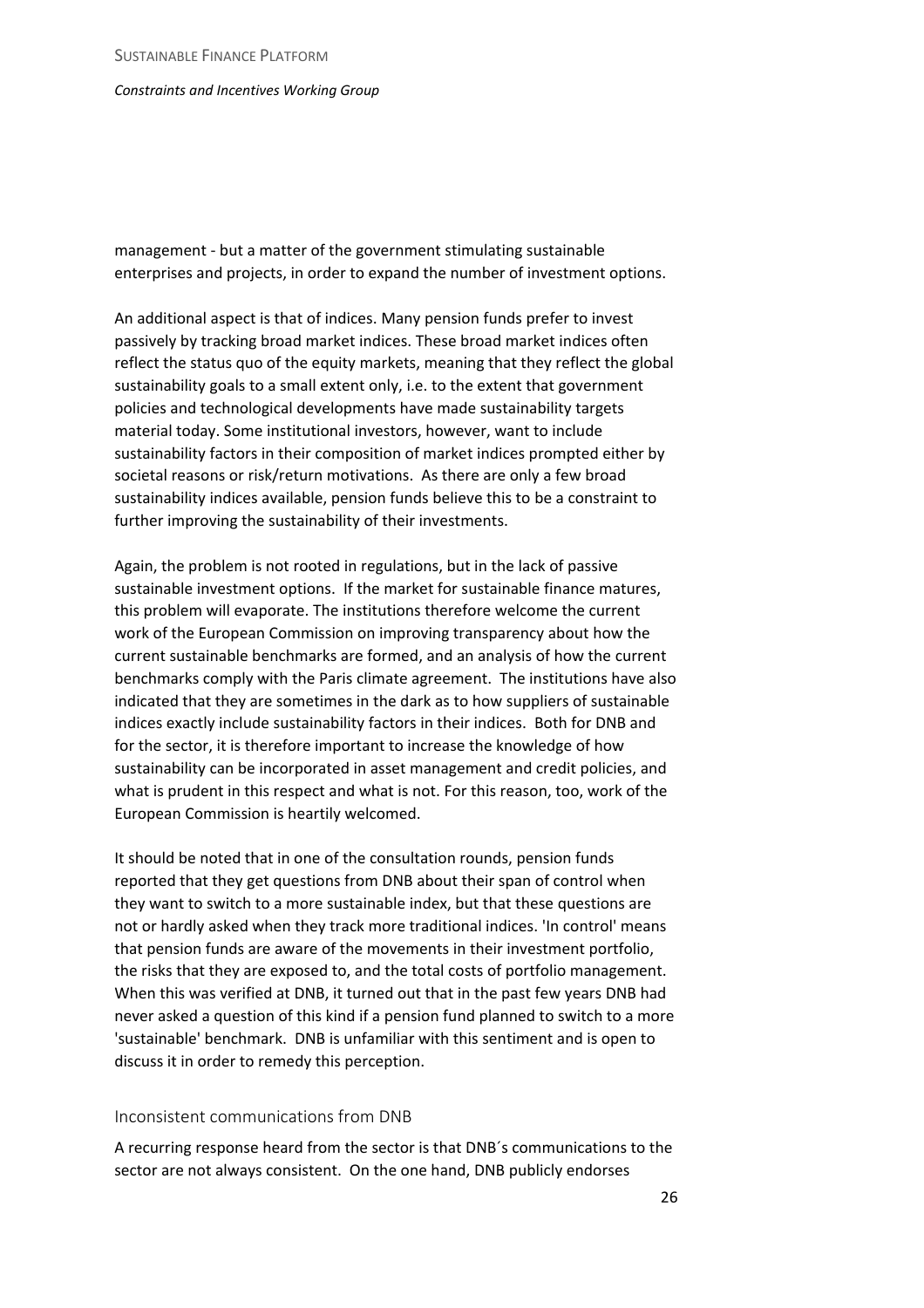management - but a matter of the government stimulating sustainable enterprises and projects, in order to expand the number of investment options.

An additional aspect is that of indices. Many pension funds prefer to invest passively by tracking broad market indices. These broad market indices often reflect the status quo of the equity markets, meaning that they reflect the global sustainability goals to a small extent only, i.e. to the extent that government policies and technological developments have made sustainability targets material today. Some institutional investors, however, want to include sustainability factors in their composition of market indices prompted either by societal reasons or risk/return motivations. As there are only a few broad sustainability indices available, pension funds believe this to be a constraint to further improving the sustainability of their investments.

Again, the problem is not rooted in regulations, but in the lack of passive sustainable investment options. If the market for sustainable finance matures, this problem will evaporate. The institutions therefore welcome the current work of the European Commission on improving transparency about how the current sustainable benchmarks are formed, and an analysis of how the current benchmarks comply with the Paris climate agreement. The institutions have also indicated that they are sometimes in the dark as to how suppliers of sustainable indices exactly include sustainability factors in their indices. Both for DNB and for the sector, it is therefore important to increase the knowledge of how sustainability can be incorporated in asset management and credit policies, and what is prudent in this respect and what is not. For this reason, too, work of the European Commission is heartily welcomed.

It should be noted that in one of the consultation rounds, pension funds reported that they get questions from DNB about their span of control when they want to switch to a more sustainable index, but that these questions are not or hardly asked when they track more traditional indices. 'In control' means that pension funds are aware of the movements in their investment portfolio, the risks that they are exposed to, and the total costs of portfolio management. When this was verified at DNB, it turned out that in the past few years DNB had never asked a question of this kind if a pension fund planned to switch to a more 'sustainable' benchmark. DNB is unfamiliar with this sentiment and is open to discuss it in order to remedy this perception.

### Inconsistent communications from DNB

A recurring response heard from the sector is that DNB´s communications to the sector are not always consistent. On the one hand, DNB publicly endorses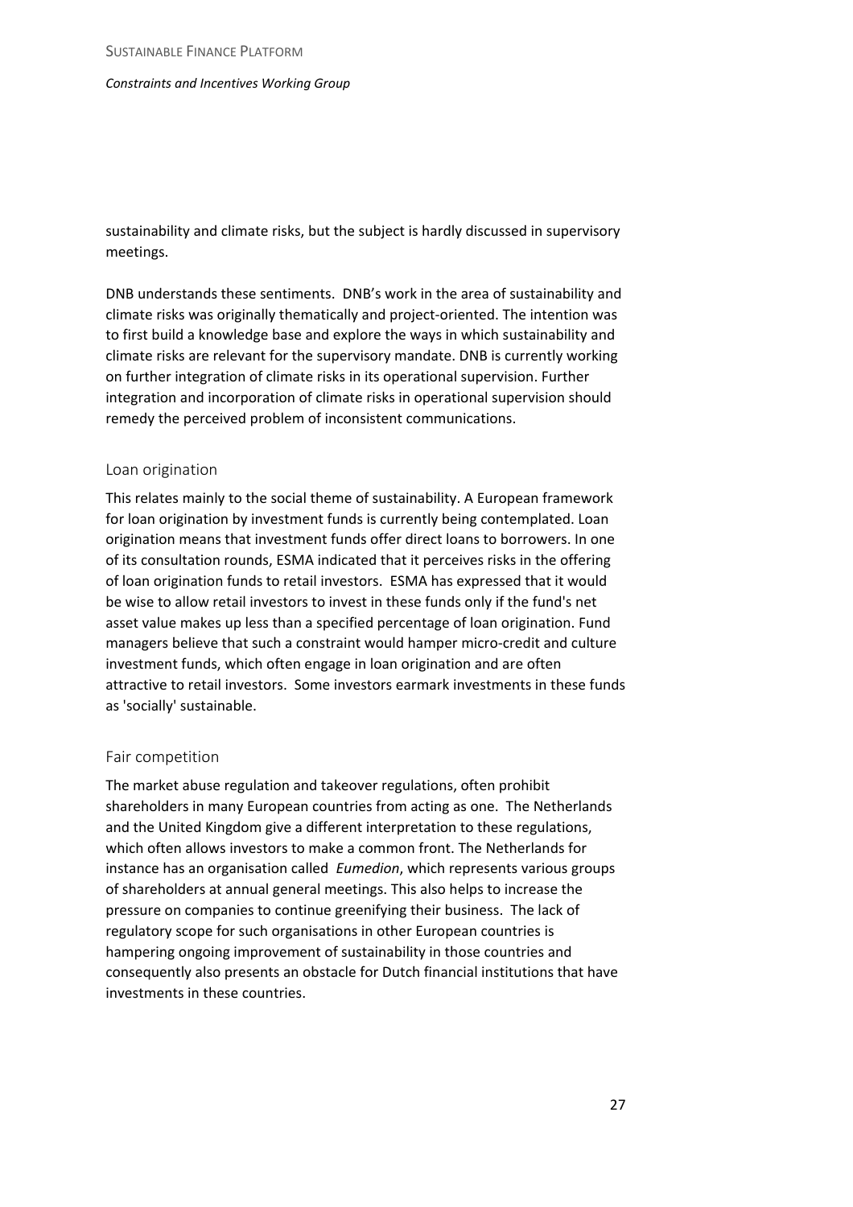sustainability and climate risks, but the subject is hardly discussed in supervisory meetings.

DNB understands these sentiments. DNB's work in the area of sustainability and climate risks was originally thematically and project-oriented. The intention was to first build a knowledge base and explore the ways in which sustainability and climate risks are relevant for the supervisory mandate. DNB is currently working on further integration of climate risks in its operational supervision. Further integration and incorporation of climate risks in operational supervision should remedy the perceived problem of inconsistent communications.

### Loan origination

This relates mainly to the social theme of sustainability. A European framework for loan origination by investment funds is currently being contemplated. Loan origination means that investment funds offer direct loans to borrowers. In one of its consultation rounds, ESMA indicated that it perceives risks in the offering of loan origination funds to retail investors. ESMA has expressed that it would be wise to allow retail investors to invest in these funds only if the fund's net asset value makes up less than a specified percentage of loan origination. Fund managers believe that such a constraint would hamper micro-credit and culture investment funds, which often engage in loan origination and are often attractive to retail investors. Some investors earmark investments in these funds as 'socially' sustainable.

### Fair competition

The market abuse regulation and takeover regulations, often prohibit shareholders in many European countries from acting as one. The Netherlands and the United Kingdom give a different interpretation to these regulations, which often allows investors to make a common front. The Netherlands for instance has an organisation called *Eumedion*, which represents various groups of shareholders at annual general meetings. This also helps to increase the pressure on companies to continue greenifying their business. The lack of regulatory scope for such organisations in other European countries is hampering ongoing improvement of sustainability in those countries and consequently also presents an obstacle for Dutch financial institutions that have investments in these countries.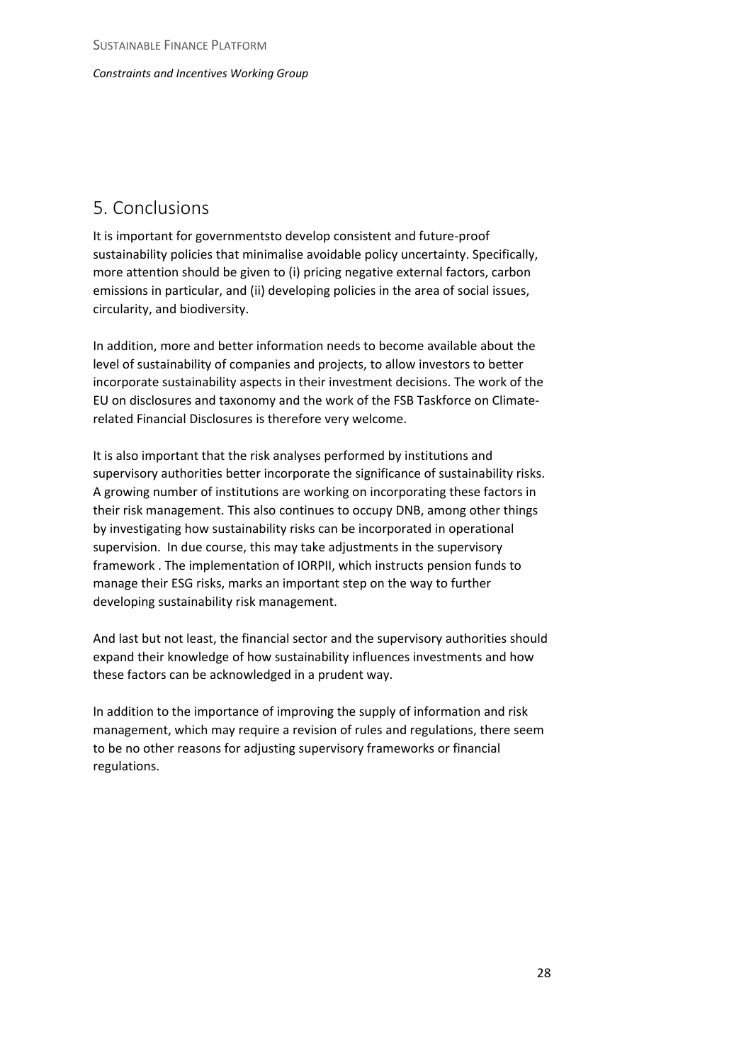## 5. Conclusions

It is important for governmentsto develop consistent and future-proof sustainability policies that minimalise avoidable policy uncertainty. Specifically, more attention should be given to (i) pricing negative external factors, carbon emissions in particular, and (ii) developing policies in the area of social issues, circularity, and biodiversity.

In addition, more and better information needs to become available about the level of sustainability of companies and projects, to allow investors to better incorporate sustainability aspects in their investment decisions. The work of the EU on disclosures and taxonomy and the work of the FSB Taskforce on Climate-related Financial Disclosures is therefore very welcome.

It is also important that the risk analyses performed by institutions and supervisory authorities better incorporate the significance of sustainability risks. A growing number of institutions are working on incorporating these factors in their risk management. This also continues to occupy DNB, among other things by investigating how sustainability risks can be incorporated in operational supervision. In due course, this may take adjustments in the supervisory framework . The implementation of IORPII, which instructs pension funds to manage their ESG risks, marks an important step on the way to further developing sustainability risk management.

And last but not least, the financial sector and the supervisory authorities should expand their knowledge of how sustainability influences investments and how these factors can be acknowledged in a prudent way.

In addition to the importance of improving the supply of information and risk management, which may require a revision of rules and regulations, there seem to be no other reasons for adjusting supervisory frameworks or financial regulations.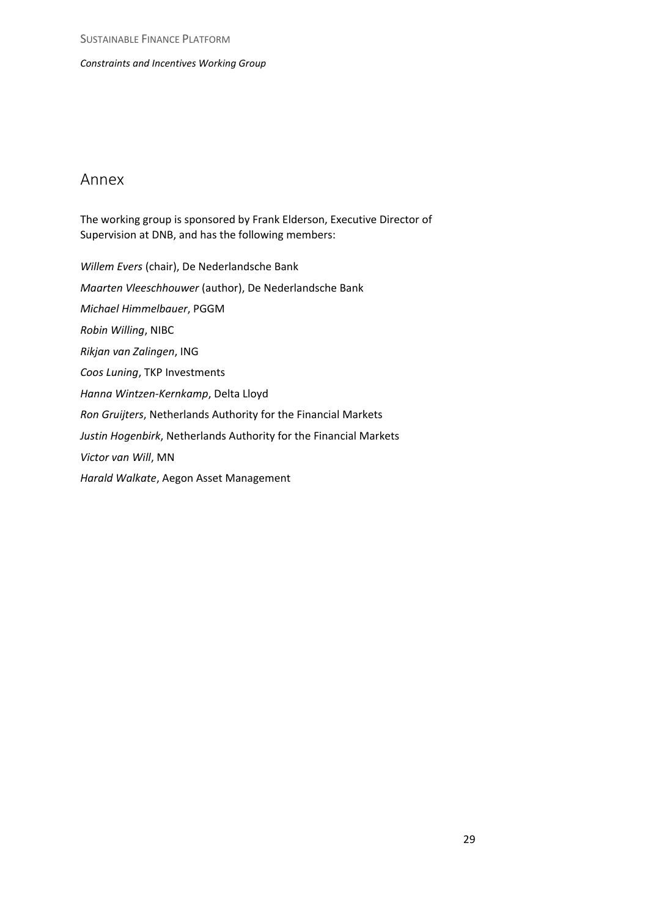# Annex

The working group is sponsored by Frank Elderson, Executive Director of Supervision at DNB, and has the following members:

*Willem Evers* (chair), De Nederlandsche Bank

*Maarten Vleeschhouwer* (author), De Nederlandsche Bank

*Michael Himmelbauer*, PGGM

*Robin Willing*, NIBC

*Rikjan van Zalingen*, ING

*Coos Luning*, TKP Investments

*Hanna Wintzen-Kernkamp*, Delta Lloyd

*Ron Gruijters*, Netherlands Authority for the Financial Markets

*Justin Hogenbirk*, Netherlands Authority for the Financial Markets

*Victor van Will*, MN

*Harald Walkate*, Aegon Asset Management